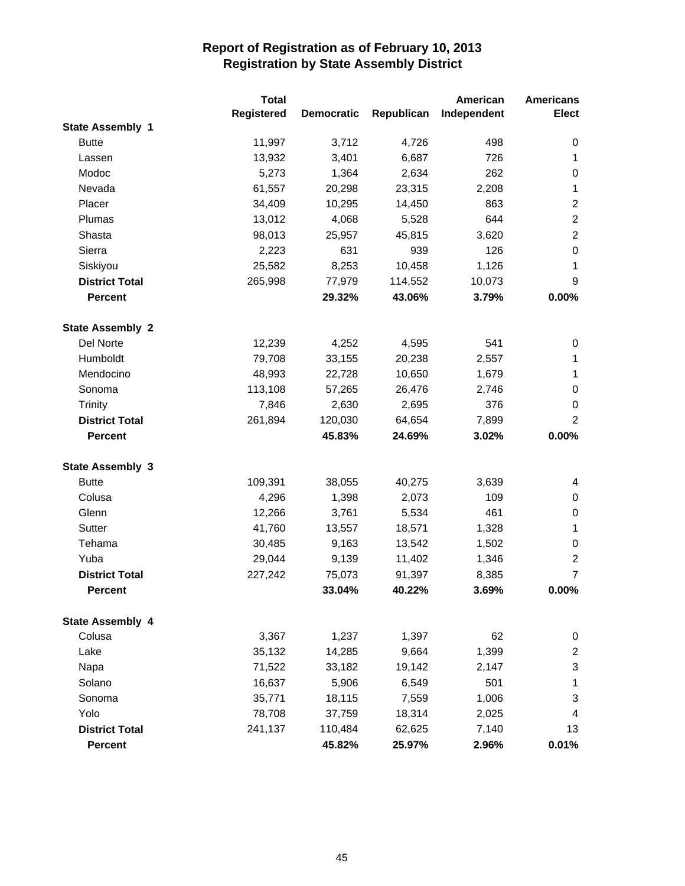# Report of Registration as of February 10, 2013
## Registration by State Assembly District

| | Total Registered | Democratic | Republican | American Independent | Americans Elect |
|---|---|---|---|---|---|
| **State Assembly 1** | | | | | |
| Butte | 11,997 | 3,712 | 4,726 | 498 | 0 |
| Lassen | 13,932 | 3,401 | 6,687 | 726 | 1 |
| Modoc | 5,273 | 1,364 | 2,634 | 262 | 0 |
| Nevada | 61,557 | 20,298 | 23,315 | 2,208 | 1 |
| Placer | 34,409 | 10,295 | 14,450 | 863 | 2 |
| Plumas | 13,012 | 4,068 | 5,528 | 644 | 2 |
| Shasta | 98,013 | 25,957 | 45,815 | 3,620 | 2 |
| Sierra | 2,223 | 631 | 939 | 126 | 0 |
| Siskiyou | 25,582 | 8,253 | 10,458 | 1,126 | 1 |
| **District Total** | 265,998 | 77,979 | 114,552 | 10,073 | 9 |
| **Percent** | | **29.32%** | **43.06%** | **3.79%** | **0.00%** |
| **State Assembly 2** | | | | | |
| Del Norte | 12,239 | 4,252 | 4,595 | 541 | 0 |
| Humboldt | 79,708 | 33,155 | 20,238 | 2,557 | 1 |
| Mendocino | 48,993 | 22,728 | 10,650 | 1,679 | 1 |
| Sonoma | 113,108 | 57,265 | 26,476 | 2,746 | 0 |
| Trinity | 7,846 | 2,630 | 2,695 | 376 | 0 |
| **District Total** | 261,894 | 120,030 | 64,654 | 7,899 | 2 |
| **Percent** | | **45.83%** | **24.69%** | **3.02%** | **0.00%** |
| **State Assembly 3** | | | | | |
| Butte | 109,391 | 38,055 | 40,275 | 3,639 | 4 |
| Colusa | 4,296 | 1,398 | 2,073 | 109 | 0 |
| Glenn | 12,266 | 3,761 | 5,534 | 461 | 0 |
| Sutter | 41,760 | 13,557 | 18,571 | 1,328 | 1 |
| Tehama | 30,485 | 9,163 | 13,542 | 1,502 | 0 |
| Yuba | 29,044 | 9,139 | 11,402 | 1,346 | 2 |
| **District Total** | 227,242 | 75,073 | 91,397 | 8,385 | 7 |
| **Percent** | | **33.04%** | **40.22%** | **3.69%** | **0.00%** |
| **State Assembly 4** | | | | | |
| Colusa | 3,367 | 1,237 | 1,397 | 62 | 0 |
| Lake | 35,132 | 14,285 | 9,664 | 1,399 | 2 |
| Napa | 71,522 | 33,182 | 19,142 | 2,147 | 3 |
| Solano | 16,637 | 5,906 | 6,549 | 501 | 1 |
| Sonoma | 35,771 | 18,115 | 7,559 | 1,006 | 3 |
| Yolo | 78,708 | 37,759 | 18,314 | 2,025 | 4 |
| **District Total** | 241,137 | 110,484 | 62,625 | 7,140 | 13 |
| **Percent** | | **45.82%** | **25.97%** | **2.96%** | **0.01%** |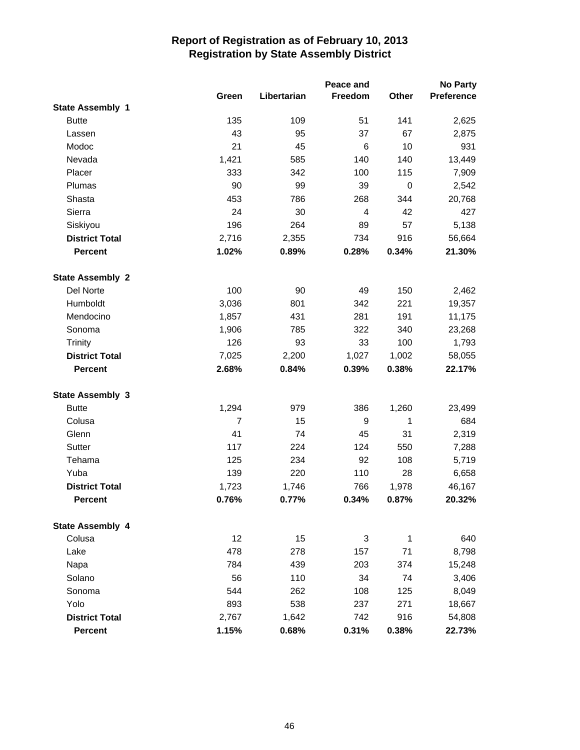## Report of Registration as of February 10, 2013
## Registration by State Assembly District

| | Green | Libertarian | Peace and Freedom | Other | No Party Preference |
|---|---|---|---|---|---|
| **State Assembly 1** | | | | | |
| Butte | 135 | 109 | 51 | 141 | 2,625 |
| Lassen | 43 | 95 | 37 | 67 | 2,875 |
| Modoc | 21 | 45 | 6 | 10 | 931 |
| Nevada | 1,421 | 585 | 140 | 140 | 13,449 |
| Placer | 333 | 342 | 100 | 115 | 7,909 |
| Plumas | 90 | 99 | 39 | 0 | 2,542 |
| Shasta | 453 | 786 | 268 | 344 | 20,768 |
| Sierra | 24 | 30 | 4 | 42 | 427 |
| Siskiyou | 196 | 264 | 89 | 57 | 5,138 |
| **District Total** | 2,716 | 2,355 | 734 | 916 | 56,664 |
| **Percent** | **1.02%** | **0.89%** | **0.28%** | **0.34%** | **21.30%** |
| **State Assembly 2** | | | | | |
| Del Norte | 100 | 90 | 49 | 150 | 2,462 |
| Humboldt | 3,036 | 801 | 342 | 221 | 19,357 |
| Mendocino | 1,857 | 431 | 281 | 191 | 11,175 |
| Sonoma | 1,906 | 785 | 322 | 340 | 23,268 |
| Trinity | 126 | 93 | 33 | 100 | 1,793 |
| **District Total** | 7,025 | 2,200 | 1,027 | 1,002 | 58,055 |
| **Percent** | **2.68%** | **0.84%** | **0.39%** | **0.38%** | **22.17%** |
| **State Assembly 3** | | | | | |
| Butte | 1,294 | 979 | 386 | 1,260 | 23,499 |
| Colusa | 7 | 15 | 9 | 1 | 684 |
| Glenn | 41 | 74 | 45 | 31 | 2,319 |
| Sutter | 117 | 224 | 124 | 550 | 7,288 |
| Tehama | 125 | 234 | 92 | 108 | 5,719 |
| Yuba | 139 | 220 | 110 | 28 | 6,658 |
| **District Total** | 1,723 | 1,746 | 766 | 1,978 | 46,167 |
| **Percent** | **0.76%** | **0.77%** | **0.34%** | **0.87%** | **20.32%** |
| **State Assembly 4** | | | | | |
| Colusa | 12 | 15 | 3 | 1 | 640 |
| Lake | 478 | 278 | 157 | 71 | 8,798 |
| Napa | 784 | 439 | 203 | 374 | 15,248 |
| Solano | 56 | 110 | 34 | 74 | 3,406 |
| Sonoma | 544 | 262 | 108 | 125 | 8,049 |
| Yolo | 893 | 538 | 237 | 271 | 18,667 |
| **District Total** | 2,767 | 1,642 | 742 | 916 | 54,808 |
| **Percent** | **1.15%** | **0.68%** | **0.31%** | **0.38%** | **22.73%** |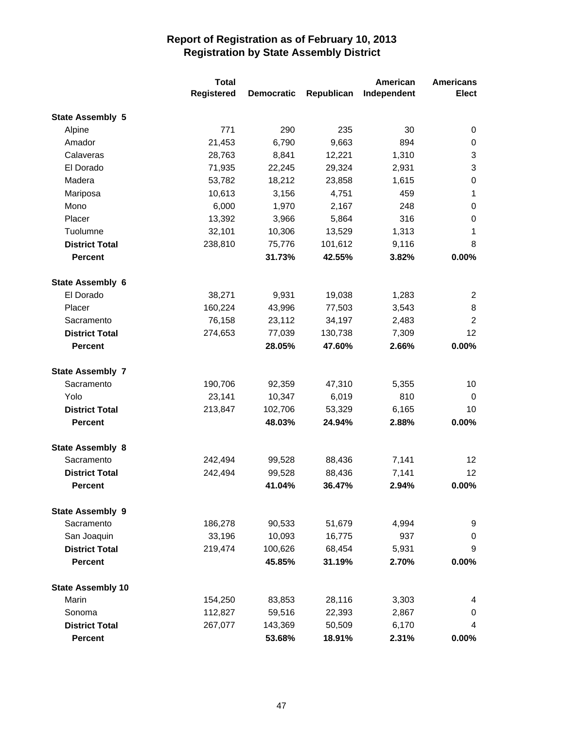# Report of Registration as of February 10, 2013
## Registration by State Assembly District

| | Total Registered | Democratic | Republican | American Independent | Americans Elect |
|---|---|---|---|---|---|
| **State Assembly 5** | | | | | |
| Alpine | 771 | 290 | 235 | 30 | 0 |
| Amador | 21,453 | 6,790 | 9,663 | 894 | 0 |
| Calaveras | 28,763 | 8,841 | 12,221 | 1,310 | 3 |
| El Dorado | 71,935 | 22,245 | 29,324 | 2,931 | 3 |
| Madera | 53,782 | 18,212 | 23,858 | 1,615 | 0 |
| Mariposa | 10,613 | 3,156 | 4,751 | 459 | 1 |
| Mono | 6,000 | 1,970 | 2,167 | 248 | 0 |
| Placer | 13,392 | 3,966 | 5,864 | 316 | 0 |
| Tuolumne | 32,101 | 10,306 | 13,529 | 1,313 | 1 |
| **District Total** | 238,810 | 75,776 | 101,612 | 9,116 | 8 |
| **Percent** | | **31.73%** | **42.55%** | **3.82%** | **0.00%** |
| **State Assembly 6** | | | | | |
| El Dorado | 38,271 | 9,931 | 19,038 | 1,283 | 2 |
| Placer | 160,224 | 43,996 | 77,503 | 3,543 | 8 |
| Sacramento | 76,158 | 23,112 | 34,197 | 2,483 | 2 |
| **District Total** | 274,653 | 77,039 | 130,738 | 7,309 | 12 |
| **Percent** | | **28.05%** | **47.60%** | **2.66%** | **0.00%** |
| **State Assembly 7** | | | | | |
| Sacramento | 190,706 | 92,359 | 47,310 | 5,355 | 10 |
| Yolo | 23,141 | 10,347 | 6,019 | 810 | 0 |
| **District Total** | 213,847 | 102,706 | 53,329 | 6,165 | 10 |
| **Percent** | | **48.03%** | **24.94%** | **2.88%** | **0.00%** |
| **State Assembly 8** | | | | | |
| Sacramento | 242,494 | 99,528 | 88,436 | 7,141 | 12 |
| **District Total** | 242,494 | 99,528 | 88,436 | 7,141 | 12 |
| **Percent** | | **41.04%** | **36.47%** | **2.94%** | **0.00%** |
| **State Assembly 9** | | | | | |
| Sacramento | 186,278 | 90,533 | 51,679 | 4,994 | 9 |
| San Joaquin | 33,196 | 10,093 | 16,775 | 937 | 0 |
| **District Total** | 219,474 | 100,626 | 68,454 | 5,931 | 9 |
| **Percent** | | **45.85%** | **31.19%** | **2.70%** | **0.00%** |
| **State Assembly 10** | | | | | |
| Marin | 154,250 | 83,853 | 28,116 | 3,303 | 4 |
| Sonoma | 112,827 | 59,516 | 22,393 | 2,867 | 0 |
| **District Total** | 267,077 | 143,369 | 50,509 | 6,170 | 4 |
| **Percent** | | **53.68%** | **18.91%** | **2.31%** | **0.00%** |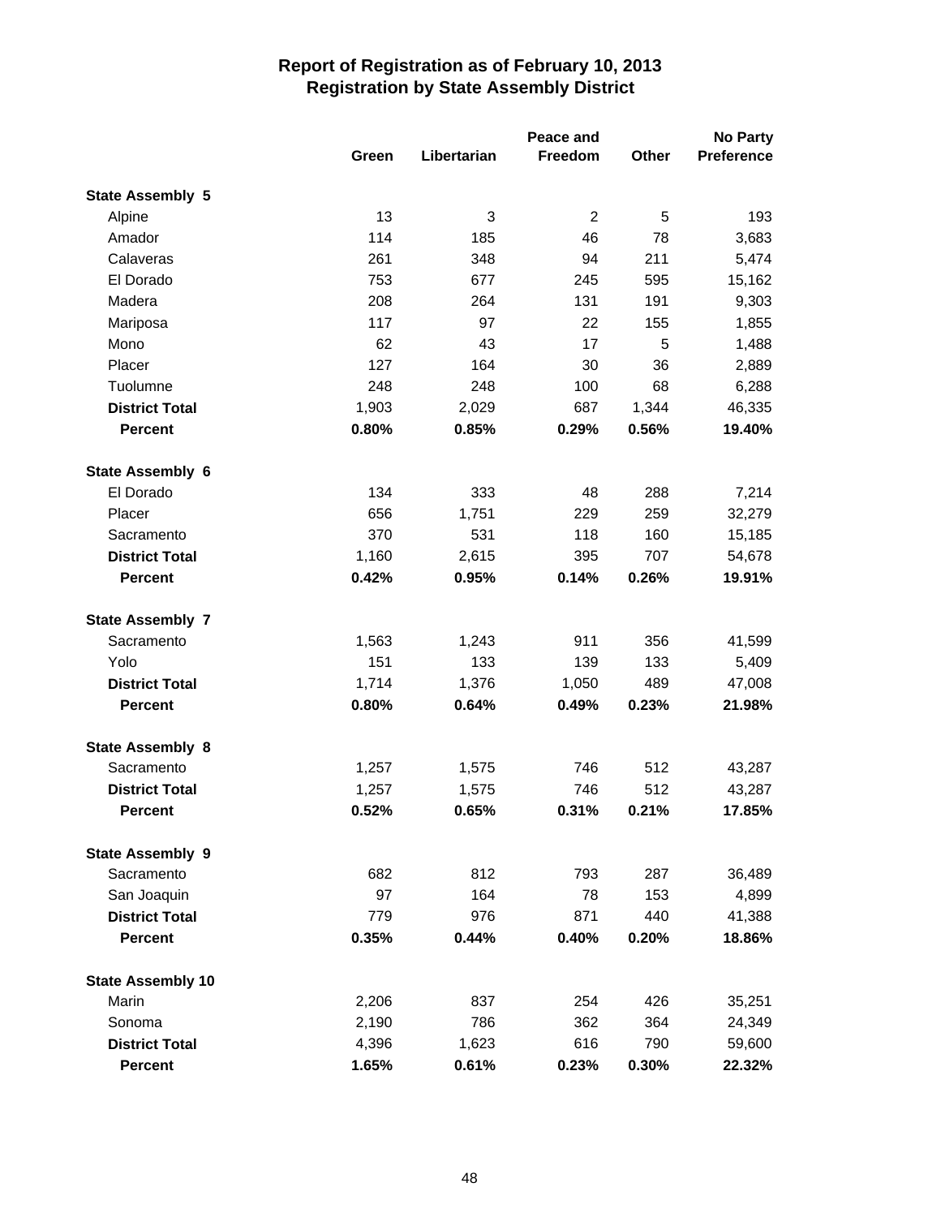# Report of Registration as of February 10, 2013
## Registration by State Assembly District

| | Green | Libertarian | Peace and Freedom | Other | No Party Preference |
|---|---|---|---|---|---|
| **State Assembly 5** | | | | | |
| Alpine | 13 | 3 | 2 | 5 | 193 |
| Amador | 114 | 185 | 46 | 78 | 3,683 |
| Calaveras | 261 | 348 | 94 | 211 | 5,474 |
| El Dorado | 753 | 677 | 245 | 595 | 15,162 |
| Madera | 208 | 264 | 131 | 191 | 9,303 |
| Mariposa | 117 | 97 | 22 | 155 | 1,855 |
| Mono | 62 | 43 | 17 | 5 | 1,488 |
| Placer | 127 | 164 | 30 | 36 | 2,889 |
| Tuolumne | 248 | 248 | 100 | 68 | 6,288 |
| **District Total** | 1,903 | 2,029 | 687 | 1,344 | 46,335 |
| **Percent** | **0.80%** | **0.85%** | **0.29%** | **0.56%** | **19.40%** |
| **State Assembly 6** | | | | | |
| El Dorado | 134 | 333 | 48 | 288 | 7,214 |
| Placer | 656 | 1,751 | 229 | 259 | 32,279 |
| Sacramento | 370 | 531 | 118 | 160 | 15,185 |
| **District Total** | 1,160 | 2,615 | 395 | 707 | 54,678 |
| **Percent** | **0.42%** | **0.95%** | **0.14%** | **0.26%** | **19.91%** |
| **State Assembly 7** | | | | | |
| Sacramento | 1,563 | 1,243 | 911 | 356 | 41,599 |
| Yolo | 151 | 133 | 139 | 133 | 5,409 |
| **District Total** | 1,714 | 1,376 | 1,050 | 489 | 47,008 |
| **Percent** | **0.80%** | **0.64%** | **0.49%** | **0.23%** | **21.98%** |
| **State Assembly 8** | | | | | |
| Sacramento | 1,257 | 1,575 | 746 | 512 | 43,287 |
| **District Total** | 1,257 | 1,575 | 746 | 512 | 43,287 |
| **Percent** | **0.52%** | **0.65%** | **0.31%** | **0.21%** | **17.85%** |
| **State Assembly 9** | | | | | |
| Sacramento | 682 | 812 | 793 | 287 | 36,489 |
| San Joaquin | 97 | 164 | 78 | 153 | 4,899 |
| **District Total** | 779 | 976 | 871 | 440 | 41,388 |
| **Percent** | **0.35%** | **0.44%** | **0.40%** | **0.20%** | **18.86%** |
| **State Assembly 10** | | | | | |
| Marin | 2,206 | 837 | 254 | 426 | 35,251 |
| Sonoma | 2,190 | 786 | 362 | 364 | 24,349 |
| **District Total** | 4,396 | 1,623 | 616 | 790 | 59,600 |
| **Percent** | **1.65%** | **0.61%** | **0.23%** | **0.30%** | **22.32%** |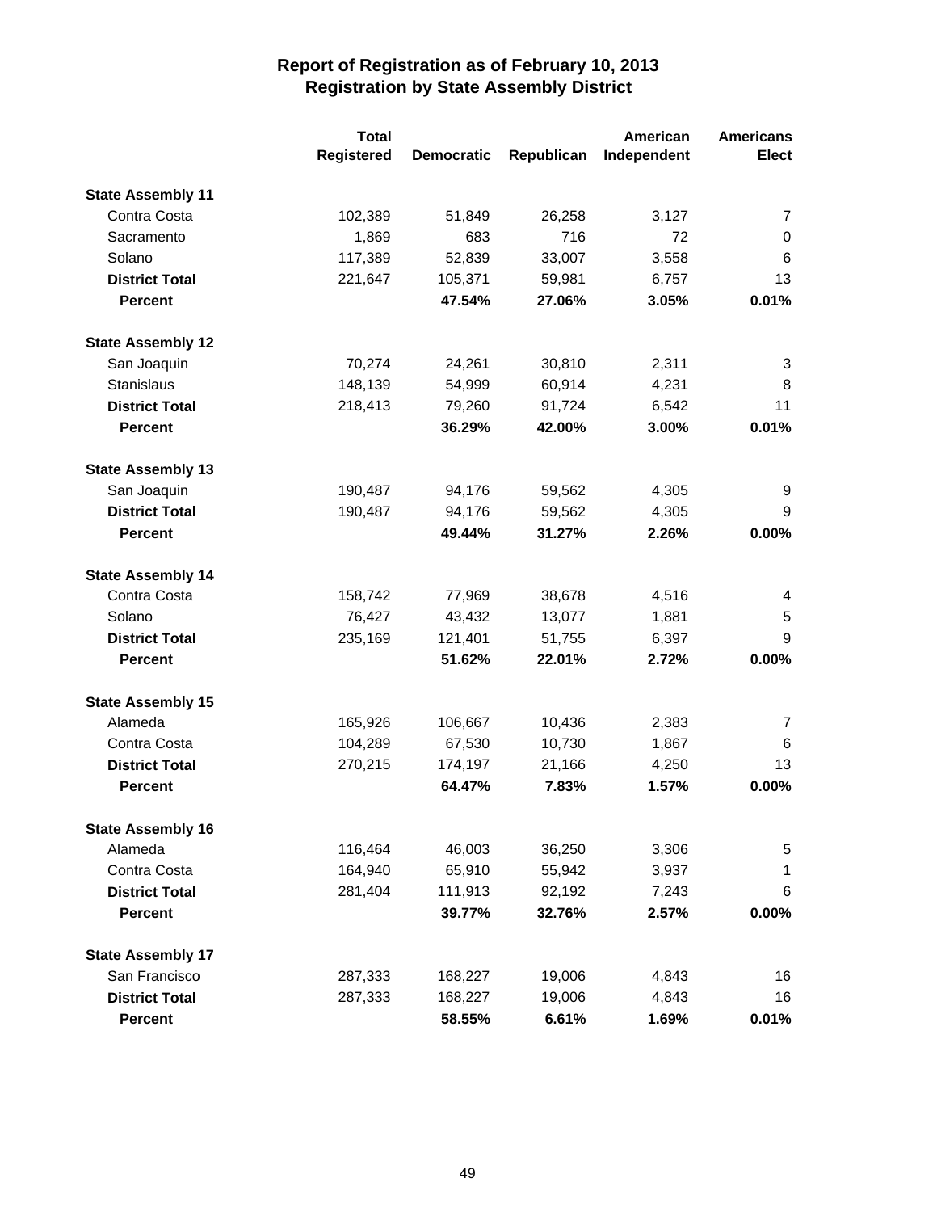# Report of Registration as of February 10, 2013
## Registration by State Assembly District

| | Total Registered | Democratic | Republican | American Independent | Americans Elect |
|---|---|---|---|---|---|
| **State Assembly 11** | | | | | |
| Contra Costa | 102,389 | 51,849 | 26,258 | 3,127 | 7 |
| Sacramento | 1,869 | 683 | 716 | 72 | 0 |
| Solano | 117,389 | 52,839 | 33,007 | 3,558 | 6 |
| **District Total** | 221,647 | 105,371 | 59,981 | 6,757 | 13 |
| **Percent** | | **47.54%** | **27.06%** | **3.05%** | **0.01%** |
| **State Assembly 12** | | | | | |
| San Joaquin | 70,274 | 24,261 | 30,810 | 2,311 | 3 |
| Stanislaus | 148,139 | 54,999 | 60,914 | 4,231 | 8 |
| **District Total** | 218,413 | 79,260 | 91,724 | 6,542 | 11 |
| **Percent** | | **36.29%** | **42.00%** | **3.00%** | **0.01%** |
| **State Assembly 13** | | | | | |
| San Joaquin | 190,487 | 94,176 | 59,562 | 4,305 | 9 |
| **District Total** | 190,487 | 94,176 | 59,562 | 4,305 | 9 |
| **Percent** | | **49.44%** | **31.27%** | **2.26%** | **0.00%** |
| **State Assembly 14** | | | | | |
| Contra Costa | 158,742 | 77,969 | 38,678 | 4,516 | 4 |
| Solano | 76,427 | 43,432 | 13,077 | 1,881 | 5 |
| **District Total** | 235,169 | 121,401 | 51,755 | 6,397 | 9 |
| **Percent** | | **51.62%** | **22.01%** | **2.72%** | **0.00%** |
| **State Assembly 15** | | | | | |
| Alameda | 165,926 | 106,667 | 10,436 | 2,383 | 7 |
| Contra Costa | 104,289 | 67,530 | 10,730 | 1,867 | 6 |
| **District Total** | 270,215 | 174,197 | 21,166 | 4,250 | 13 |
| **Percent** | | **64.47%** | **7.83%** | **1.57%** | **0.00%** |
| **State Assembly 16** | | | | | |
| Alameda | 116,464 | 46,003 | 36,250 | 3,306 | 5 |
| Contra Costa | 164,940 | 65,910 | 55,942 | 3,937 | 1 |
| **District Total** | 281,404 | 111,913 | 92,192 | 7,243 | 6 |
| **Percent** | | **39.77%** | **32.76%** | **2.57%** | **0.00%** |
| **State Assembly 17** | | | | | |
| San Francisco | 287,333 | 168,227 | 19,006 | 4,843 | 16 |
| **District Total** | 287,333 | 168,227 | 19,006 | 4,843 | 16 |
| **Percent** | | **58.55%** | **6.61%** | **1.69%** | **0.01%** |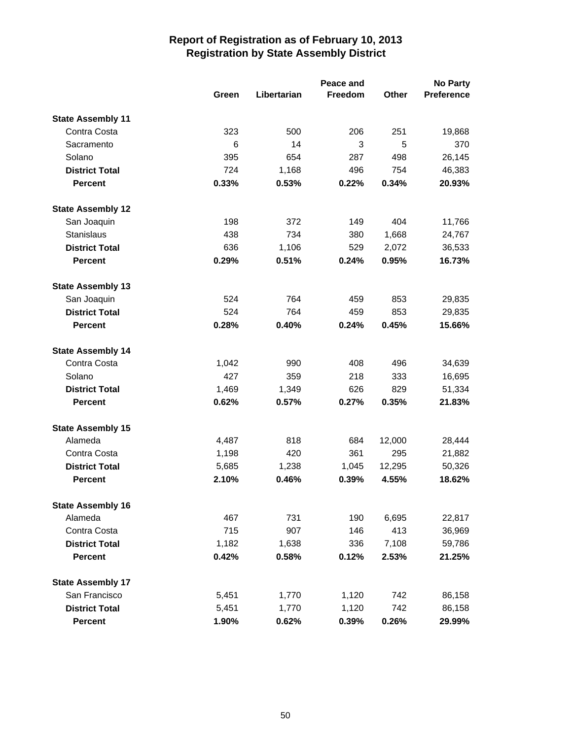# Report of Registration as of February 10, 2013
## Registration by State Assembly District

| | Green | Libertarian | Peace and Freedom | Other | No Party Preference |
|---|---|---|---|---|---|
| **State Assembly 11** | | | | | |
| Contra Costa | 323 | 500 | 206 | 251 | 19,868 |
| Sacramento | 6 | 14 | 3 | 5 | 370 |
| Solano | 395 | 654 | 287 | 498 | 26,145 |
| **District Total** | 724 | 1,168 | 496 | 754 | 46,383 |
| **Percent** | **0.33%** | **0.53%** | **0.22%** | **0.34%** | **20.93%** |
| **State Assembly 12** | | | | | |
| San Joaquin | 198 | 372 | 149 | 404 | 11,766 |
| Stanislaus | 438 | 734 | 380 | 1,668 | 24,767 |
| **District Total** | 636 | 1,106 | 529 | 2,072 | 36,533 |
| **Percent** | **0.29%** | **0.51%** | **0.24%** | **0.95%** | **16.73%** |
| **State Assembly 13** | | | | | |
| San Joaquin | 524 | 764 | 459 | 853 | 29,835 |
| **District Total** | 524 | 764 | 459 | 853 | 29,835 |
| **Percent** | **0.28%** | **0.40%** | **0.24%** | **0.45%** | **15.66%** |
| **State Assembly 14** | | | | | |
| Contra Costa | 1,042 | 990 | 408 | 496 | 34,639 |
| Solano | 427 | 359 | 218 | 333 | 16,695 |
| **District Total** | 1,469 | 1,349 | 626 | 829 | 51,334 |
| **Percent** | **0.62%** | **0.57%** | **0.27%** | **0.35%** | **21.83%** |
| **State Assembly 15** | | | | | |
| Alameda | 4,487 | 818 | 684 | 12,000 | 28,444 |
| Contra Costa | 1,198 | 420 | 361 | 295 | 21,882 |
| **District Total** | 5,685 | 1,238 | 1,045 | 12,295 | 50,326 |
| **Percent** | **2.10%** | **0.46%** | **0.39%** | **4.55%** | **18.62%** |
| **State Assembly 16** | | | | | |
| Alameda | 467 | 731 | 190 | 6,695 | 22,817 |
| Contra Costa | 715 | 907 | 146 | 413 | 36,969 |
| **District Total** | 1,182 | 1,638 | 336 | 7,108 | 59,786 |
| **Percent** | **0.42%** | **0.58%** | **0.12%** | **2.53%** | **21.25%** |
| **State Assembly 17** | | | | | |
| San Francisco | 5,451 | 1,770 | 1,120 | 742 | 86,158 |
| **District Total** | 5,451 | 1,770 | 1,120 | 742 | 86,158 |
| **Percent** | **1.90%** | **0.62%** | **0.39%** | **0.26%** | **29.99%** |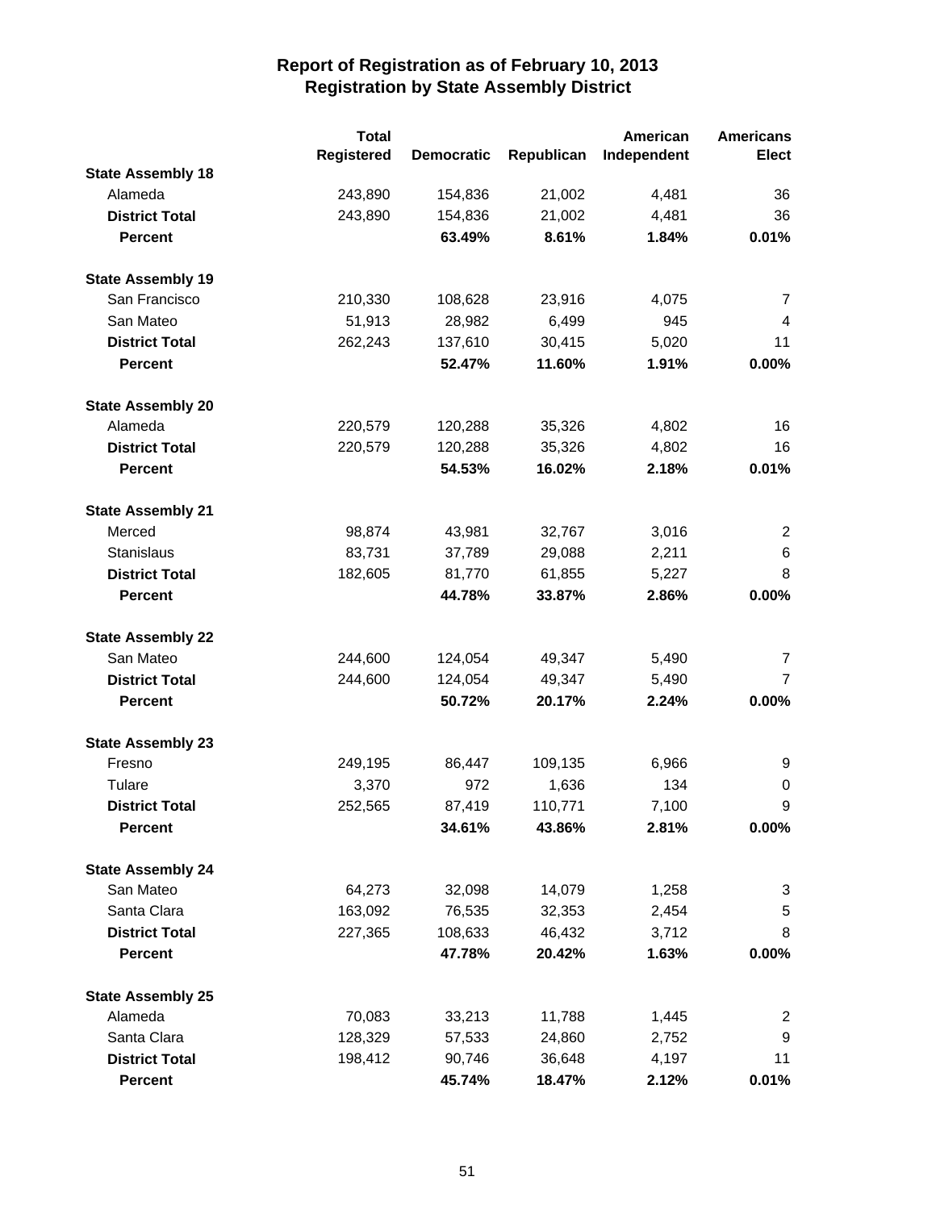# Report of Registration as of February 10, 2013
## Registration by State Assembly District

| | Total Registered | Democratic | Republican | American Independent | Americans Elect |
|---|---|---|---|---|---|
| **State Assembly 18** | | | | | |
| Alameda | 243,890 | 154,836 | 21,002 | 4,481 | 36 |
| **District Total** | 243,890 | 154,836 | 21,002 | 4,481 | 36 |
| **Percent** | | **63.49%** | **8.61%** | **1.84%** | **0.01%** |
| **State Assembly 19** | | | | | |
| San Francisco | 210,330 | 108,628 | 23,916 | 4,075 | 7 |
| San Mateo | 51,913 | 28,982 | 6,499 | 945 | 4 |
| **District Total** | 262,243 | 137,610 | 30,415 | 5,020 | 11 |
| **Percent** | | **52.47%** | **11.60%** | **1.91%** | **0.00%** |
| **State Assembly 20** | | | | | |
| Alameda | 220,579 | 120,288 | 35,326 | 4,802 | 16 |
| **District Total** | 220,579 | 120,288 | 35,326 | 4,802 | 16 |
| **Percent** | | **54.53%** | **16.02%** | **2.18%** | **0.01%** |
| **State Assembly 21** | | | | | |
| Merced | 98,874 | 43,981 | 32,767 | 3,016 | 2 |
| Stanislaus | 83,731 | 37,789 | 29,088 | 2,211 | 6 |
| **District Total** | 182,605 | 81,770 | 61,855 | 5,227 | 8 |
| **Percent** | | **44.78%** | **33.87%** | **2.86%** | **0.00%** |
| **State Assembly 22** | | | | | |
| San Mateo | 244,600 | 124,054 | 49,347 | 5,490 | 7 |
| **District Total** | 244,600 | 124,054 | 49,347 | 5,490 | 7 |
| **Percent** | | **50.72%** | **20.17%** | **2.24%** | **0.00%** |
| **State Assembly 23** | | | | | |
| Fresno | 249,195 | 86,447 | 109,135 | 6,966 | 9 |
| Tulare | 3,370 | 972 | 1,636 | 134 | 0 |
| **District Total** | 252,565 | 87,419 | 110,771 | 7,100 | 9 |
| **Percent** | | **34.61%** | **43.86%** | **2.81%** | **0.00%** |
| **State Assembly 24** | | | | | |
| San Mateo | 64,273 | 32,098 | 14,079 | 1,258 | 3 |
| Santa Clara | 163,092 | 76,535 | 32,353 | 2,454 | 5 |
| **District Total** | 227,365 | 108,633 | 46,432 | 3,712 | 8 |
| **Percent** | | **47.78%** | **20.42%** | **1.63%** | **0.00%** |
| **State Assembly 25** | | | | | |
| Alameda | 70,083 | 33,213 | 11,788 | 1,445 | 2 |
| Santa Clara | 128,329 | 57,533 | 24,860 | 2,752 | 9 |
| **District Total** | 198,412 | 90,746 | 36,648 | 4,197 | 11 |
| **Percent** | | **45.74%** | **18.47%** | **2.12%** | **0.01%** |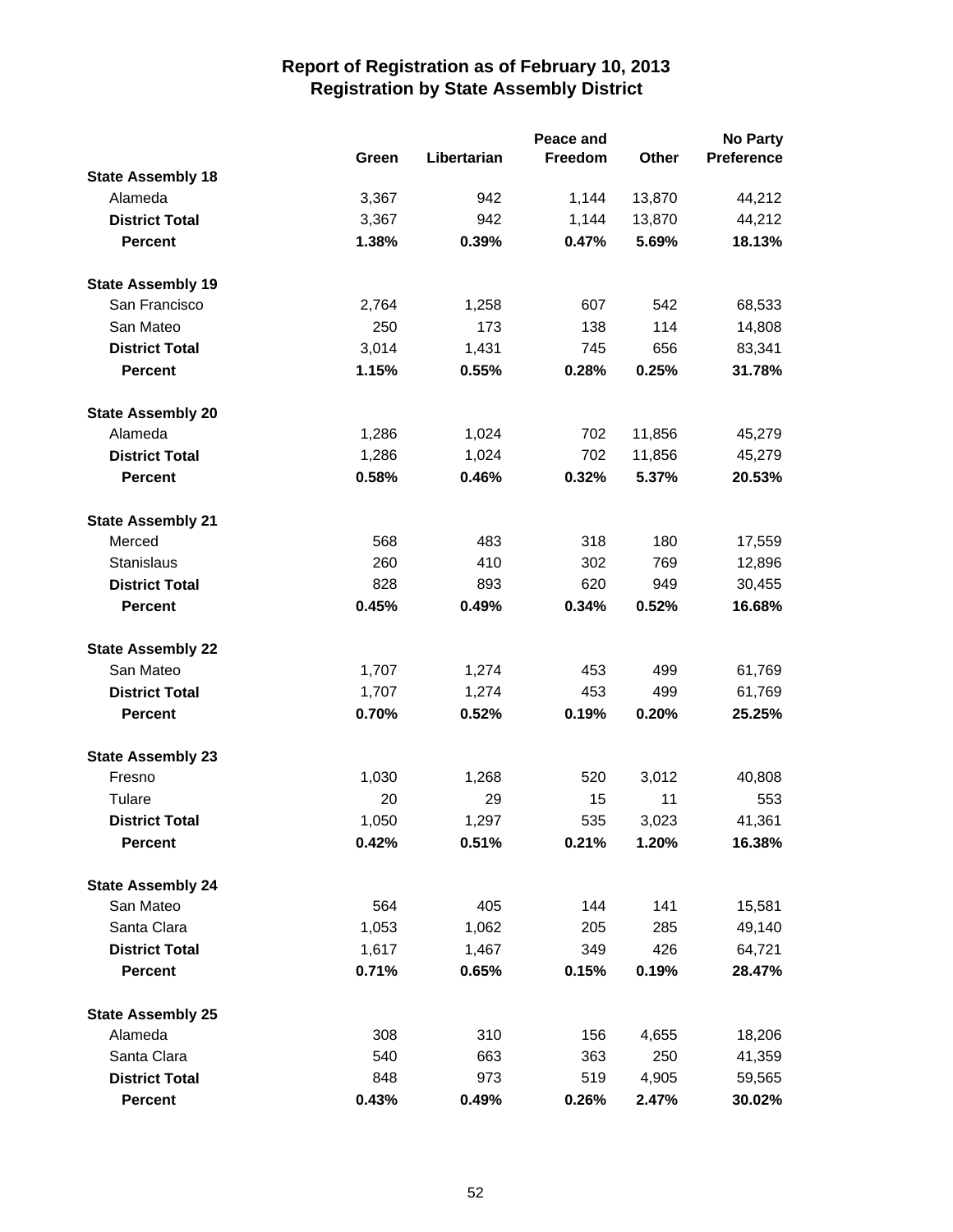# Report of Registration as of February 10, 2013
## Registration by State Assembly District

| | Green | Libertarian | Peace and Freedom | Other | No Party Preference |
|---|---|---|---|---|---|
| **State Assembly 18** | | | | | |
| Alameda | 3,367 | 942 | 1,144 | 13,870 | 44,212 |
| **District Total** | 3,367 | 942 | 1,144 | 13,870 | 44,212 |
| **Percent** | **1.38%** | **0.39%** | **0.47%** | **5.69%** | **18.13%** |
| **State Assembly 19** | | | | | |
| San Francisco | 2,764 | 1,258 | 607 | 542 | 68,533 |
| San Mateo | 250 | 173 | 138 | 114 | 14,808 |
| **District Total** | 3,014 | 1,431 | 745 | 656 | 83,341 |
| **Percent** | **1.15%** | **0.55%** | **0.28%** | **0.25%** | **31.78%** |
| **State Assembly 20** | | | | | |
| Alameda | 1,286 | 1,024 | 702 | 11,856 | 45,279 |
| **District Total** | 1,286 | 1,024 | 702 | 11,856 | 45,279 |
| **Percent** | **0.58%** | **0.46%** | **0.32%** | **5.37%** | **20.53%** |
| **State Assembly 21** | | | | | |
| Merced | 568 | 483 | 318 | 180 | 17,559 |
| Stanislaus | 260 | 410 | 302 | 769 | 12,896 |
| **District Total** | 828 | 893 | 620 | 949 | 30,455 |
| **Percent** | **0.45%** | **0.49%** | **0.34%** | **0.52%** | **16.68%** |
| **State Assembly 22** | | | | | |
| San Mateo | 1,707 | 1,274 | 453 | 499 | 61,769 |
| **District Total** | 1,707 | 1,274 | 453 | 499 | 61,769 |
| **Percent** | **0.70%** | **0.52%** | **0.19%** | **0.20%** | **25.25%** |
| **State Assembly 23** | | | | | |
| Fresno | 1,030 | 1,268 | 520 | 3,012 | 40,808 |
| Tulare | 20 | 29 | 15 | 11 | 553 |
| **District Total** | 1,050 | 1,297 | 535 | 3,023 | 41,361 |
| **Percent** | **0.42%** | **0.51%** | **0.21%** | **1.20%** | **16.38%** |
| **State Assembly 24** | | | | | |
| San Mateo | 564 | 405 | 144 | 141 | 15,581 |
| Santa Clara | 1,053 | 1,062 | 205 | 285 | 49,140 |
| **District Total** | 1,617 | 1,467 | 349 | 426 | 64,721 |
| **Percent** | **0.71%** | **0.65%** | **0.15%** | **0.19%** | **28.47%** |
| **State Assembly 25** | | | | | |
| Alameda | 308 | 310 | 156 | 4,655 | 18,206 |
| Santa Clara | 540 | 663 | 363 | 250 | 41,359 |
| **District Total** | 848 | 973 | 519 | 4,905 | 59,565 |
| **Percent** | **0.43%** | **0.49%** | **0.26%** | **2.47%** | **30.02%** |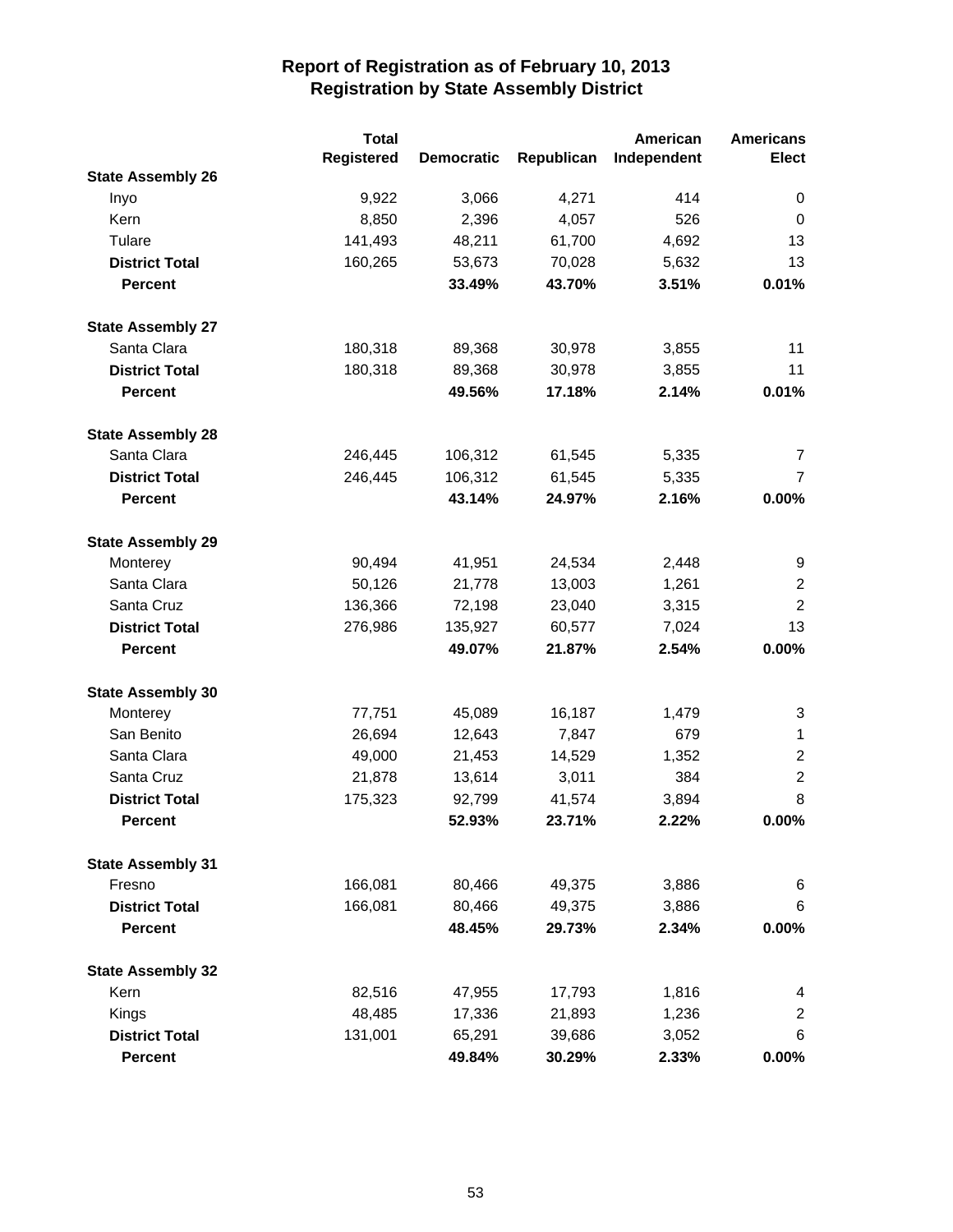# Report of Registration as of February 10, 2013
## Registration by State Assembly District

| | Total Registered | Democratic | Republican | American Independent | Americans Elect |
|---|---|---|---|---|---|
| **State Assembly 26** | | | | | |
| Inyo | 9,922 | 3,066 | 4,271 | 414 | 0 |
| Kern | 8,850 | 2,396 | 4,057 | 526 | 0 |
| Tulare | 141,493 | 48,211 | 61,700 | 4,692 | 13 |
| **District Total** | 160,265 | 53,673 | 70,028 | 5,632 | 13 |
| **Percent** | | **33.49%** | **43.70%** | **3.51%** | **0.01%** |
| **State Assembly 27** | | | | | |
| Santa Clara | 180,318 | 89,368 | 30,978 | 3,855 | 11 |
| **District Total** | 180,318 | 89,368 | 30,978 | 3,855 | 11 |
| **Percent** | | **49.56%** | **17.18%** | **2.14%** | **0.01%** |
| **State Assembly 28** | | | | | |
| Santa Clara | 246,445 | 106,312 | 61,545 | 5,335 | 7 |
| **District Total** | 246,445 | 106,312 | 61,545 | 5,335 | 7 |
| **Percent** | | **43.14%** | **24.97%** | **2.16%** | **0.00%** |
| **State Assembly 29** | | | | | |
| Monterey | 90,494 | 41,951 | 24,534 | 2,448 | 9 |
| Santa Clara | 50,126 | 21,778 | 13,003 | 1,261 | 2 |
| Santa Cruz | 136,366 | 72,198 | 23,040 | 3,315 | 2 |
| **District Total** | 276,986 | 135,927 | 60,577 | 7,024 | 13 |
| **Percent** | | **49.07%** | **21.87%** | **2.54%** | **0.00%** |
| **State Assembly 30** | | | | | |
| Monterey | 77,751 | 45,089 | 16,187 | 1,479 | 3 |
| San Benito | 26,694 | 12,643 | 7,847 | 679 | 1 |
| Santa Clara | 49,000 | 21,453 | 14,529 | 1,352 | 2 |
| Santa Cruz | 21,878 | 13,614 | 3,011 | 384 | 2 |
| **District Total** | 175,323 | 92,799 | 41,574 | 3,894 | 8 |
| **Percent** | | **52.93%** | **23.71%** | **2.22%** | **0.00%** |
| **State Assembly 31** | | | | | |
| Fresno | 166,081 | 80,466 | 49,375 | 3,886 | 6 |
| **District Total** | 166,081 | 80,466 | 49,375 | 3,886 | 6 |
| **Percent** | | **48.45%** | **29.73%** | **2.34%** | **0.00%** |
| **State Assembly 32** | | | | | |
| Kern | 82,516 | 47,955 | 17,793 | 1,816 | 4 |
| Kings | 48,485 | 17,336 | 21,893 | 1,236 | 2 |
| **District Total** | 131,001 | 65,291 | 39,686 | 3,052 | 6 |
| **Percent** | | **49.84%** | **30.29%** | **2.33%** | **0.00%** |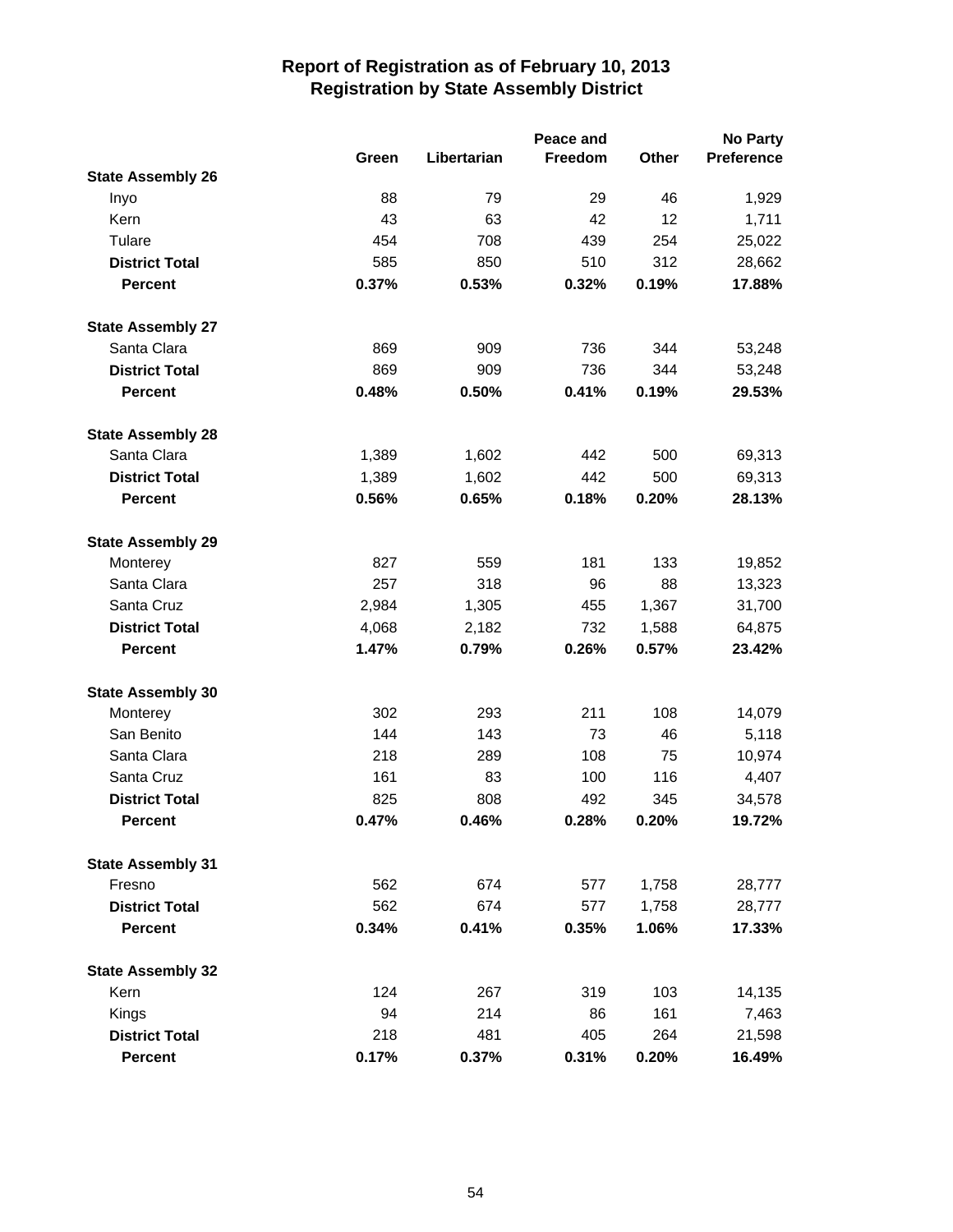# Report of Registration as of February 10, 2013
## Registration by State Assembly District

| | Green | Libertarian | Peace and Freedom | Other | No Party Preference |
|---|---|---|---|---|---|
| **State Assembly 26** | | | | | |
| Inyo | 88 | 79 | 29 | 46 | 1,929 |
| Kern | 43 | 63 | 42 | 12 | 1,711 |
| Tulare | 454 | 708 | 439 | 254 | 25,022 |
| **District Total** | 585 | 850 | 510 | 312 | 28,662 |
| **Percent** | **0.37%** | **0.53%** | **0.32%** | **0.19%** | **17.88%** |
| **State Assembly 27** | | | | | |
| Santa Clara | 869 | 909 | 736 | 344 | 53,248 |
| **District Total** | 869 | 909 | 736 | 344 | 53,248 |
| **Percent** | **0.48%** | **0.50%** | **0.41%** | **0.19%** | **29.53%** |
| **State Assembly 28** | | | | | |
| Santa Clara | 1,389 | 1,602 | 442 | 500 | 69,313 |
| **District Total** | 1,389 | 1,602 | 442 | 500 | 69,313 |
| **Percent** | **0.56%** | **0.65%** | **0.18%** | **0.20%** | **28.13%** |
| **State Assembly 29** | | | | | |
| Monterey | 827 | 559 | 181 | 133 | 19,852 |
| Santa Clara | 257 | 318 | 96 | 88 | 13,323 |
| Santa Cruz | 2,984 | 1,305 | 455 | 1,367 | 31,700 |
| **District Total** | 4,068 | 2,182 | 732 | 1,588 | 64,875 |
| **Percent** | **1.47%** | **0.79%** | **0.26%** | **0.57%** | **23.42%** |
| **State Assembly 30** | | | | | |
| Monterey | 302 | 293 | 211 | 108 | 14,079 |
| San Benito | 144 | 143 | 73 | 46 | 5,118 |
| Santa Clara | 218 | 289 | 108 | 75 | 10,974 |
| Santa Cruz | 161 | 83 | 100 | 116 | 4,407 |
| **District Total** | 825 | 808 | 492 | 345 | 34,578 |
| **Percent** | **0.47%** | **0.46%** | **0.28%** | **0.20%** | **19.72%** |
| **State Assembly 31** | | | | | |
| Fresno | 562 | 674 | 577 | 1,758 | 28,777 |
| **District Total** | 562 | 674 | 577 | 1,758 | 28,777 |
| **Percent** | **0.34%** | **0.41%** | **0.35%** | **1.06%** | **17.33%** |
| **State Assembly 32** | | | | | |
| Kern | 124 | 267 | 319 | 103 | 14,135 |
| Kings | 94 | 214 | 86 | 161 | 7,463 |
| **District Total** | 218 | 481 | 405 | 264 | 21,598 |
| **Percent** | **0.17%** | **0.37%** | **0.31%** | **0.20%** | **16.49%** |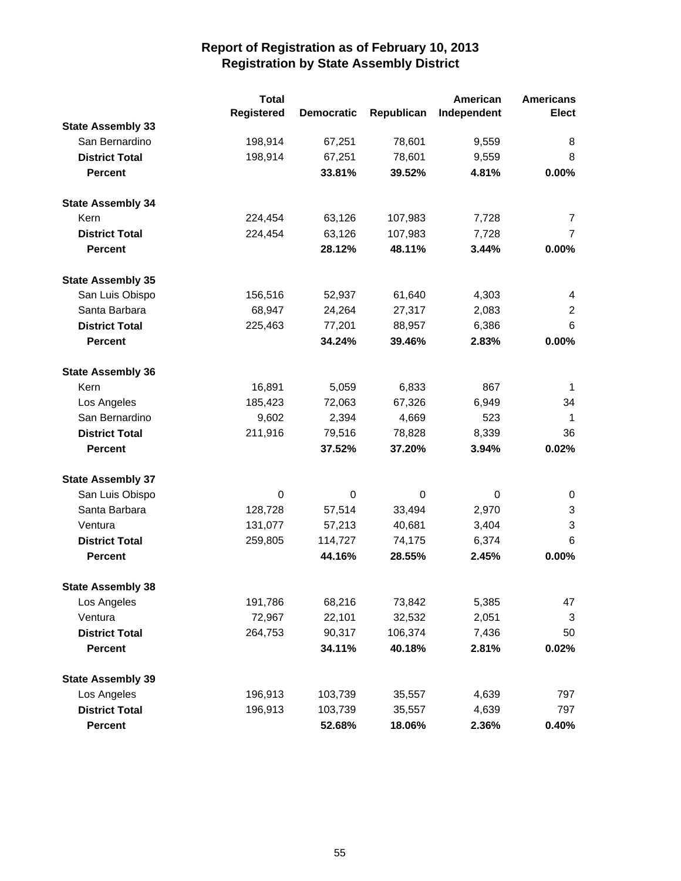# Report of Registration as of February 10, 2013
## Registration by State Assembly District

| | Total Registered | Democratic | Republican | American Independent | Americans Elect |
|---|---|---|---|---|---|
| **State Assembly 33** | | | | | |
| San Bernardino | 198,914 | 67,251 | 78,601 | 9,559 | 8 |
| **District Total** | 198,914 | 67,251 | 78,601 | 9,559 | 8 |
| **Percent** | | **33.81%** | **39.52%** | **4.81%** | **0.00%** |
| **State Assembly 34** | | | | | |
| Kern | 224,454 | 63,126 | 107,983 | 7,728 | 7 |
| **District Total** | 224,454 | 63,126 | 107,983 | 7,728 | 7 |
| **Percent** | | **28.12%** | **48.11%** | **3.44%** | **0.00%** |
| **State Assembly 35** | | | | | |
| San Luis Obispo | 156,516 | 52,937 | 61,640 | 4,303 | 4 |
| Santa Barbara | 68,947 | 24,264 | 27,317 | 2,083 | 2 |
| **District Total** | 225,463 | 77,201 | 88,957 | 6,386 | 6 |
| **Percent** | | **34.24%** | **39.46%** | **2.83%** | **0.00%** |
| **State Assembly 36** | | | | | |
| Kern | 16,891 | 5,059 | 6,833 | 867 | 1 |
| Los Angeles | 185,423 | 72,063 | 67,326 | 6,949 | 34 |
| San Bernardino | 9,602 | 2,394 | 4,669 | 523 | 1 |
| **District Total** | 211,916 | 79,516 | 78,828 | 8,339 | 36 |
| **Percent** | | **37.52%** | **37.20%** | **3.94%** | **0.02%** |
| **State Assembly 37** | | | | | |
| San Luis Obispo | 0 | 0 | 0 | 0 | 0 |
| Santa Barbara | 128,728 | 57,514 | 33,494 | 2,970 | 3 |
| Ventura | 131,077 | 57,213 | 40,681 | 3,404 | 3 |
| **District Total** | 259,805 | 114,727 | 74,175 | 6,374 | 6 |
| **Percent** | | **44.16%** | **28.55%** | **2.45%** | **0.00%** |
| **State Assembly 38** | | | | | |
| Los Angeles | 191,786 | 68,216 | 73,842 | 5,385 | 47 |
| Ventura | 72,967 | 22,101 | 32,532 | 2,051 | 3 |
| **District Total** | 264,753 | 90,317 | 106,374 | 7,436 | 50 |
| **Percent** | | **34.11%** | **40.18%** | **2.81%** | **0.02%** |
| **State Assembly 39** | | | | | |
| Los Angeles | 196,913 | 103,739 | 35,557 | 4,639 | 797 |
| **District Total** | 196,913 | 103,739 | 35,557 | 4,639 | 797 |
| **Percent** | | **52.68%** | **18.06%** | **2.36%** | **0.40%** |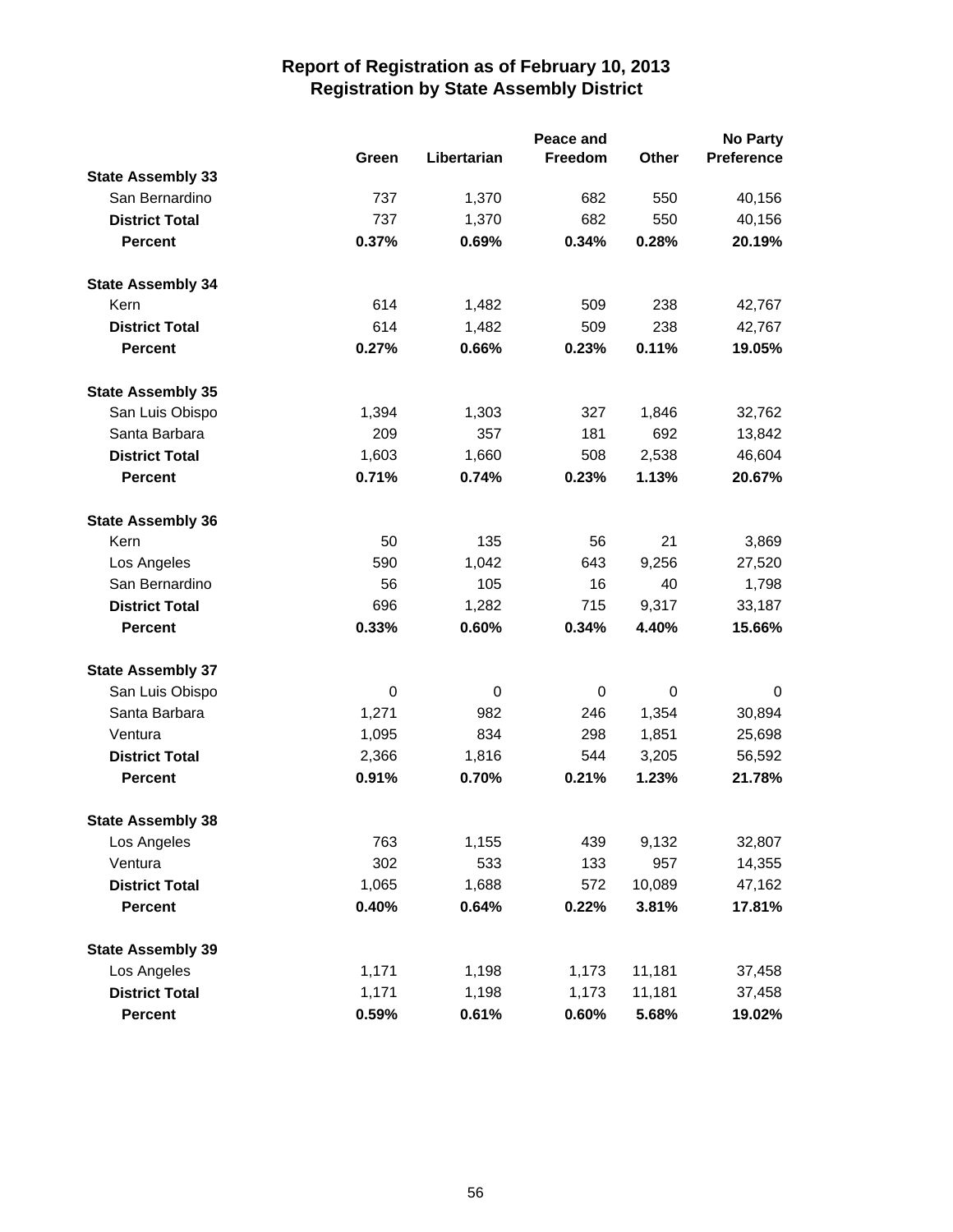# Report of Registration as of February 10, 2013
## Registration by State Assembly District

| | Green | Libertarian | Peace and Freedom | Other | No Party Preference |
|---|---|---|---|---|---|
| **State Assembly 33** | | | | | |
| San Bernardino | 737 | 1,370 | 682 | 550 | 40,156 |
| **District Total** | 737 | 1,370 | 682 | 550 | 40,156 |
| **Percent** | **0.37%** | **0.69%** | **0.34%** | **0.28%** | **20.19%** |
| **State Assembly 34** | | | | | |
| Kern | 614 | 1,482 | 509 | 238 | 42,767 |
| **District Total** | 614 | 1,482 | 509 | 238 | 42,767 |
| **Percent** | **0.27%** | **0.66%** | **0.23%** | **0.11%** | **19.05%** |
| **State Assembly 35** | | | | | |
| San Luis Obispo | 1,394 | 1,303 | 327 | 1,846 | 32,762 |
| Santa Barbara | 209 | 357 | 181 | 692 | 13,842 |
| **District Total** | 1,603 | 1,660 | 508 | 2,538 | 46,604 |
| **Percent** | **0.71%** | **0.74%** | **0.23%** | **1.13%** | **20.67%** |
| **State Assembly 36** | | | | | |
| Kern | 50 | 135 | 56 | 21 | 3,869 |
| Los Angeles | 590 | 1,042 | 643 | 9,256 | 27,520 |
| San Bernardino | 56 | 105 | 16 | 40 | 1,798 |
| **District Total** | 696 | 1,282 | 715 | 9,317 | 33,187 |
| **Percent** | **0.33%** | **0.60%** | **0.34%** | **4.40%** | **15.66%** |
| **State Assembly 37** | | | | | |
| San Luis Obispo | 0 | 0 | 0 | 0 | 0 |
| Santa Barbara | 1,271 | 982 | 246 | 1,354 | 30,894 |
| Ventura | 1,095 | 834 | 298 | 1,851 | 25,698 |
| **District Total** | 2,366 | 1,816 | 544 | 3,205 | 56,592 |
| **Percent** | **0.91%** | **0.70%** | **0.21%** | **1.23%** | **21.78%** |
| **State Assembly 38** | | | | | |
| Los Angeles | 763 | 1,155 | 439 | 9,132 | 32,807 |
| Ventura | 302 | 533 | 133 | 957 | 14,355 |
| **District Total** | 1,065 | 1,688 | 572 | 10,089 | 47,162 |
| **Percent** | **0.40%** | **0.64%** | **0.22%** | **3.81%** | **17.81%** |
| **State Assembly 39** | | | | | |
| Los Angeles | 1,171 | 1,198 | 1,173 | 11,181 | 37,458 |
| **District Total** | 1,171 | 1,198 | 1,173 | 11,181 | 37,458 |
| **Percent** | **0.59%** | **0.61%** | **0.60%** | **5.68%** | **19.02%** |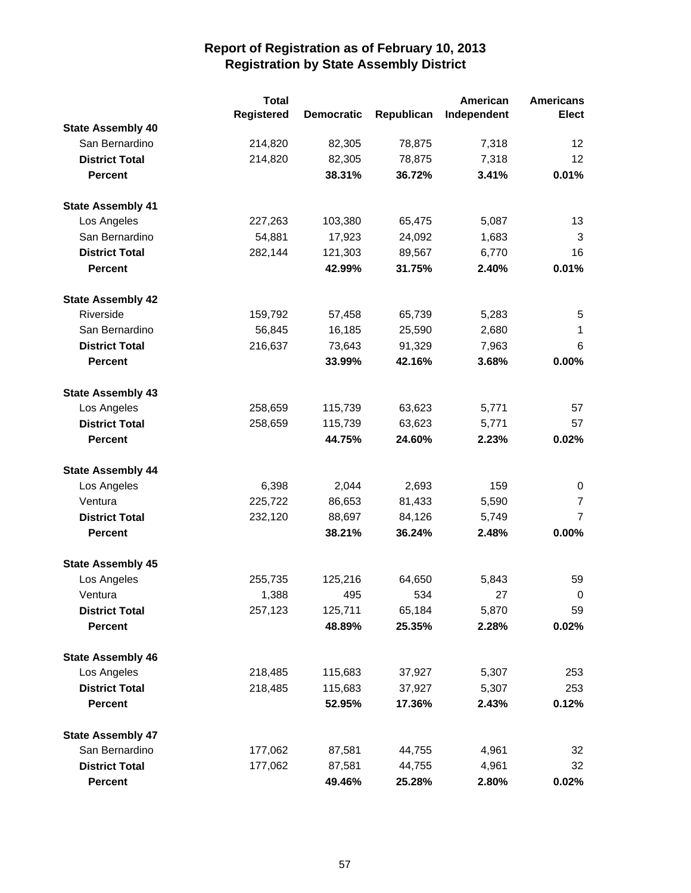# Report of Registration as of February 10, 2013
## Registration by State Assembly District

| | Total Registered | Democratic | Republican | American Independent | Americans Elect |
|---|---|---|---|---|---|
| **State Assembly 40** | | | | | |
| San Bernardino | 214,820 | 82,305 | 78,875 | 7,318 | 12 |
| **District Total** | 214,820 | 82,305 | 78,875 | 7,318 | 12 |
| **Percent** | | **38.31%** | **36.72%** | **3.41%** | **0.01%** |
| **State Assembly 41** | | | | | |
| Los Angeles | 227,263 | 103,380 | 65,475 | 5,087 | 13 |
| San Bernardino | 54,881 | 17,923 | 24,092 | 1,683 | 3 |
| **District Total** | 282,144 | 121,303 | 89,567 | 6,770 | 16 |
| **Percent** | | **42.99%** | **31.75%** | **2.40%** | **0.01%** |
| **State Assembly 42** | | | | | |
| Riverside | 159,792 | 57,458 | 65,739 | 5,283 | 5 |
| San Bernardino | 56,845 | 16,185 | 25,590 | 2,680 | 1 |
| **District Total** | 216,637 | 73,643 | 91,329 | 7,963 | 6 |
| **Percent** | | **33.99%** | **42.16%** | **3.68%** | **0.00%** |
| **State Assembly 43** | | | | | |
| Los Angeles | 258,659 | 115,739 | 63,623 | 5,771 | 57 |
| **District Total** | 258,659 | 115,739 | 63,623 | 5,771 | 57 |
| **Percent** | | **44.75%** | **24.60%** | **2.23%** | **0.02%** |
| **State Assembly 44** | | | | | |
| Los Angeles | 6,398 | 2,044 | 2,693 | 159 | 0 |
| Ventura | 225,722 | 86,653 | 81,433 | 5,590 | 7 |
| **District Total** | 232,120 | 88,697 | 84,126 | 5,749 | 7 |
| **Percent** | | **38.21%** | **36.24%** | **2.48%** | **0.00%** |
| **State Assembly 45** | | | | | |
| Los Angeles | 255,735 | 125,216 | 64,650 | 5,843 | 59 |
| Ventura | 1,388 | 495 | 534 | 27 | 0 |
| **District Total** | 257,123 | 125,711 | 65,184 | 5,870 | 59 |
| **Percent** | | **48.89%** | **25.35%** | **2.28%** | **0.02%** |
| **State Assembly 46** | | | | | |
| Los Angeles | 218,485 | 115,683 | 37,927 | 5,307 | 253 |
| **District Total** | 218,485 | 115,683 | 37,927 | 5,307 | 253 |
| **Percent** | | **52.95%** | **17.36%** | **2.43%** | **0.12%** |
| **State Assembly 47** | | | | | |
| San Bernardino | 177,062 | 87,581 | 44,755 | 4,961 | 32 |
| **District Total** | 177,062 | 87,581 | 44,755 | 4,961 | 32 |
| **Percent** | | **49.46%** | **25.28%** | **2.80%** | **0.02%** |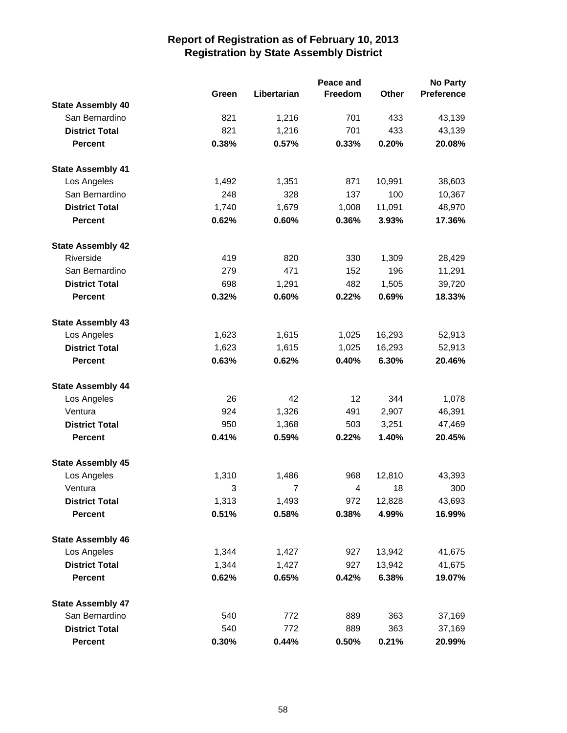# Report of Registration as of February 10, 2013
## Registration by State Assembly District

| | Green | Libertarian | Peace and Freedom | Other | No Party Preference |
|---|---|---|---|---|---|
| **State Assembly 40** | | | | | |
| San Bernardino | 821 | 1,216 | 701 | 433 | 43,139 |
| **District Total** | 821 | 1,216 | 701 | 433 | 43,139 |
| **Percent** | **0.38%** | **0.57%** | **0.33%** | **0.20%** | **20.08%** |
| **State Assembly 41** | | | | | |
| Los Angeles | 1,492 | 1,351 | 871 | 10,991 | 38,603 |
| San Bernardino | 248 | 328 | 137 | 100 | 10,367 |
| **District Total** | 1,740 | 1,679 | 1,008 | 11,091 | 48,970 |
| **Percent** | **0.62%** | **0.60%** | **0.36%** | **3.93%** | **17.36%** |
| **State Assembly 42** | | | | | |
| Riverside | 419 | 820 | 330 | 1,309 | 28,429 |
| San Bernardino | 279 | 471 | 152 | 196 | 11,291 |
| **District Total** | 698 | 1,291 | 482 | 1,505 | 39,720 |
| **Percent** | **0.32%** | **0.60%** | **0.22%** | **0.69%** | **18.33%** |
| **State Assembly 43** | | | | | |
| Los Angeles | 1,623 | 1,615 | 1,025 | 16,293 | 52,913 |
| **District Total** | 1,623 | 1,615 | 1,025 | 16,293 | 52,913 |
| **Percent** | **0.63%** | **0.62%** | **0.40%** | **6.30%** | **20.46%** |
| **State Assembly 44** | | | | | |
| Los Angeles | 26 | 42 | 12 | 344 | 1,078 |
| Ventura | 924 | 1,326 | 491 | 2,907 | 46,391 |
| **District Total** | 950 | 1,368 | 503 | 3,251 | 47,469 |
| **Percent** | **0.41%** | **0.59%** | **0.22%** | **1.40%** | **20.45%** |
| **State Assembly 45** | | | | | |
| Los Angeles | 1,310 | 1,486 | 968 | 12,810 | 43,393 |
| Ventura | 3 | 7 | 4 | 18 | 300 |
| **District Total** | 1,313 | 1,493 | 972 | 12,828 | 43,693 |
| **Percent** | **0.51%** | **0.58%** | **0.38%** | **4.99%** | **16.99%** |
| **State Assembly 46** | | | | | |
| Los Angeles | 1,344 | 1,427 | 927 | 13,942 | 41,675 |
| **District Total** | 1,344 | 1,427 | 927 | 13,942 | 41,675 |
| **Percent** | **0.62%** | **0.65%** | **0.42%** | **6.38%** | **19.07%** |
| **State Assembly 47** | | | | | |
| San Bernardino | 540 | 772 | 889 | 363 | 37,169 |
| **District Total** | 540 | 772 | 889 | 363 | 37,169 |
| **Percent** | **0.30%** | **0.44%** | **0.50%** | **0.21%** | **20.99%** |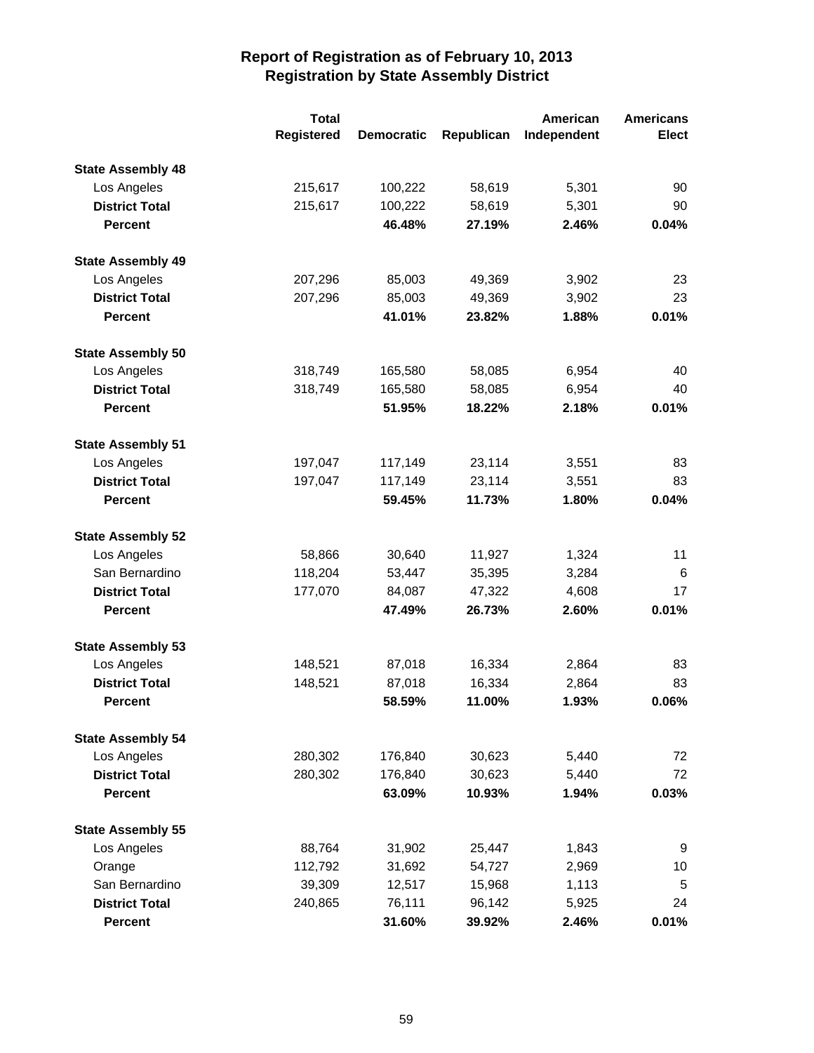# Report of Registration as of February 10, 2013
## Registration by State Assembly District

| | Total Registered | Democratic | Republican | American Independent | Americans Elect |
|---|---|---|---|---|---|
| **State Assembly 48** | | | | | |
| Los Angeles | 215,617 | 100,222 | 58,619 | 5,301 | 90 |
| **District Total** | 215,617 | 100,222 | 58,619 | 5,301 | 90 |
| **Percent** | | **46.48%** | **27.19%** | **2.46%** | **0.04%** |
| **State Assembly 49** | | | | | |
| Los Angeles | 207,296 | 85,003 | 49,369 | 3,902 | 23 |
| **District Total** | 207,296 | 85,003 | 49,369 | 3,902 | 23 |
| **Percent** | | **41.01%** | **23.82%** | **1.88%** | **0.01%** |
| **State Assembly 50** | | | | | |
| Los Angeles | 318,749 | 165,580 | 58,085 | 6,954 | 40 |
| **District Total** | 318,749 | 165,580 | 58,085 | 6,954 | 40 |
| **Percent** | | **51.95%** | **18.22%** | **2.18%** | **0.01%** |
| **State Assembly 51** | | | | | |
| Los Angeles | 197,047 | 117,149 | 23,114 | 3,551 | 83 |
| **District Total** | 197,047 | 117,149 | 23,114 | 3,551 | 83 |
| **Percent** | | **59.45%** | **11.73%** | **1.80%** | **0.04%** |
| **State Assembly 52** | | | | | |
| Los Angeles | 58,866 | 30,640 | 11,927 | 1,324 | 11 |
| San Bernardino | 118,204 | 53,447 | 35,395 | 3,284 | 6 |
| **District Total** | 177,070 | 84,087 | 47,322 | 4,608 | 17 |
| **Percent** | | **47.49%** | **26.73%** | **2.60%** | **0.01%** |
| **State Assembly 53** | | | | | |
| Los Angeles | 148,521 | 87,018 | 16,334 | 2,864 | 83 |
| **District Total** | 148,521 | 87,018 | 16,334 | 2,864 | 83 |
| **Percent** | | **58.59%** | **11.00%** | **1.93%** | **0.06%** |
| **State Assembly 54** | | | | | |
| Los Angeles | 280,302 | 176,840 | 30,623 | 5,440 | 72 |
| **District Total** | 280,302 | 176,840 | 30,623 | 5,440 | 72 |
| **Percent** | | **63.09%** | **10.93%** | **1.94%** | **0.03%** |
| **State Assembly 55** | | | | | |
| Los Angeles | 88,764 | 31,902 | 25,447 | 1,843 | 9 |
| Orange | 112,792 | 31,692 | 54,727 | 2,969 | 10 |
| San Bernardino | 39,309 | 12,517 | 15,968 | 1,113 | 5 |
| **District Total** | 240,865 | 76,111 | 96,142 | 5,925 | 24 |
| **Percent** | | **31.60%** | **39.92%** | **2.46%** | **0.01%** |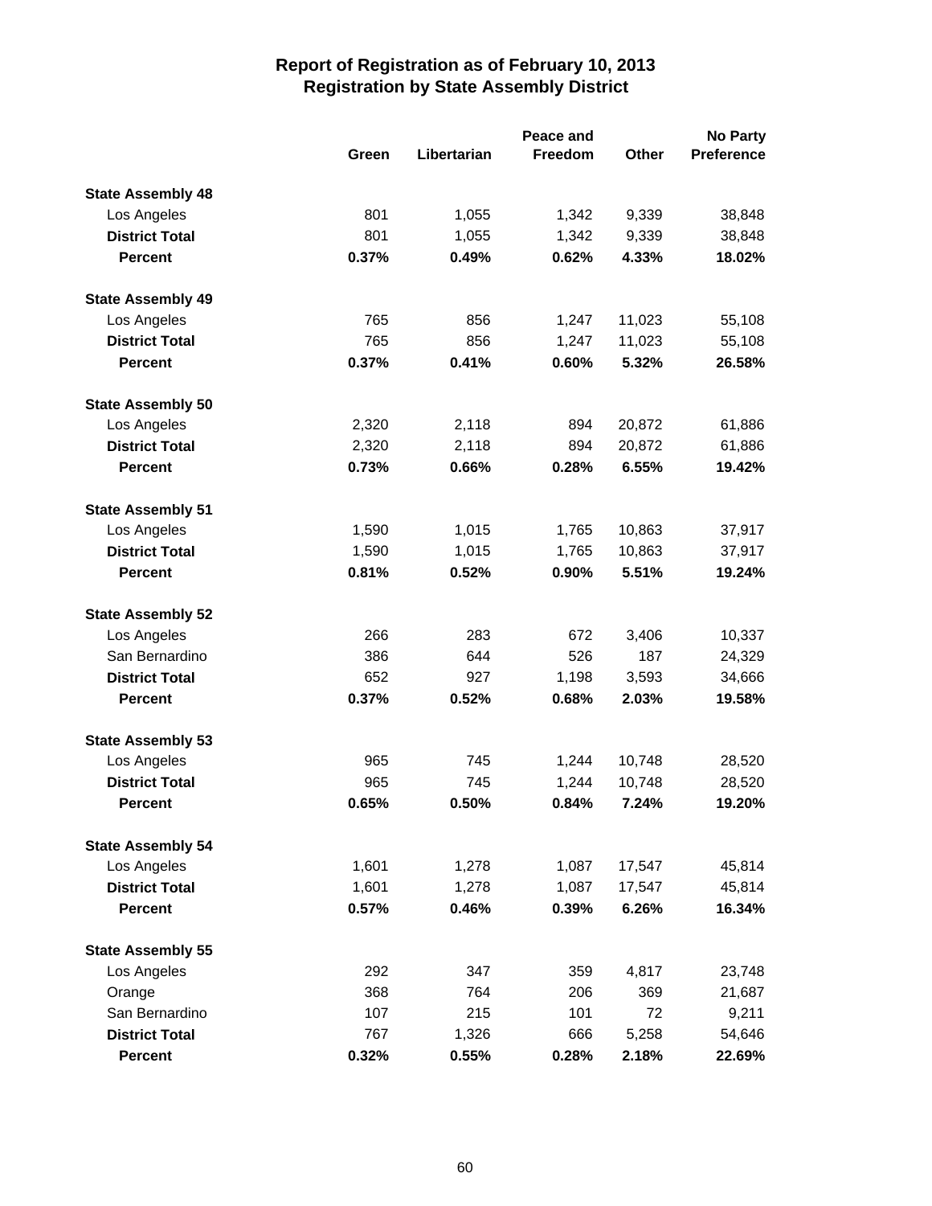# Report of Registration as of February 10, 2013
## Registration by State Assembly District

| | Green | Libertarian | Peace and Freedom | Other | No Party Preference |
|---|---|---|---|---|---|
| **State Assembly 48** | | | | | |
| Los Angeles | 801 | 1,055 | 1,342 | 9,339 | 38,848 |
| **District Total** | 801 | 1,055 | 1,342 | 9,339 | 38,848 |
| **Percent** | **0.37%** | **0.49%** | **0.62%** | **4.33%** | **18.02%** |
| **State Assembly 49** | | | | | |
| Los Angeles | 765 | 856 | 1,247 | 11,023 | 55,108 |
| **District Total** | 765 | 856 | 1,247 | 11,023 | 55,108 |
| **Percent** | **0.37%** | **0.41%** | **0.60%** | **5.32%** | **26.58%** |
| **State Assembly 50** | | | | | |
| Los Angeles | 2,320 | 2,118 | 894 | 20,872 | 61,886 |
| **District Total** | 2,320 | 2,118 | 894 | 20,872 | 61,886 |
| **Percent** | **0.73%** | **0.66%** | **0.28%** | **6.55%** | **19.42%** |
| **State Assembly 51** | | | | | |
| Los Angeles | 1,590 | 1,015 | 1,765 | 10,863 | 37,917 |
| **District Total** | 1,590 | 1,015 | 1,765 | 10,863 | 37,917 |
| **Percent** | **0.81%** | **0.52%** | **0.90%** | **5.51%** | **19.24%** |
| **State Assembly 52** | | | | | |
| Los Angeles | 266 | 283 | 672 | 3,406 | 10,337 |
| San Bernardino | 386 | 644 | 526 | 187 | 24,329 |
| **District Total** | 652 | 927 | 1,198 | 3,593 | 34,666 |
| **Percent** | **0.37%** | **0.52%** | **0.68%** | **2.03%** | **19.58%** |
| **State Assembly 53** | | | | | |
| Los Angeles | 965 | 745 | 1,244 | 10,748 | 28,520 |
| **District Total** | 965 | 745 | 1,244 | 10,748 | 28,520 |
| **Percent** | **0.65%** | **0.50%** | **0.84%** | **7.24%** | **19.20%** |
| **State Assembly 54** | | | | | |
| Los Angeles | 1,601 | 1,278 | 1,087 | 17,547 | 45,814 |
| **District Total** | 1,601 | 1,278 | 1,087 | 17,547 | 45,814 |
| **Percent** | **0.57%** | **0.46%** | **0.39%** | **6.26%** | **16.34%** |
| **State Assembly 55** | | | | | |
| Los Angeles | 292 | 347 | 359 | 4,817 | 23,748 |
| Orange | 368 | 764 | 206 | 369 | 21,687 |
| San Bernardino | 107 | 215 | 101 | 72 | 9,211 |
| **District Total** | 767 | 1,326 | 666 | 5,258 | 54,646 |
| **Percent** | **0.32%** | **0.55%** | **0.28%** | **2.18%** | **22.69%** |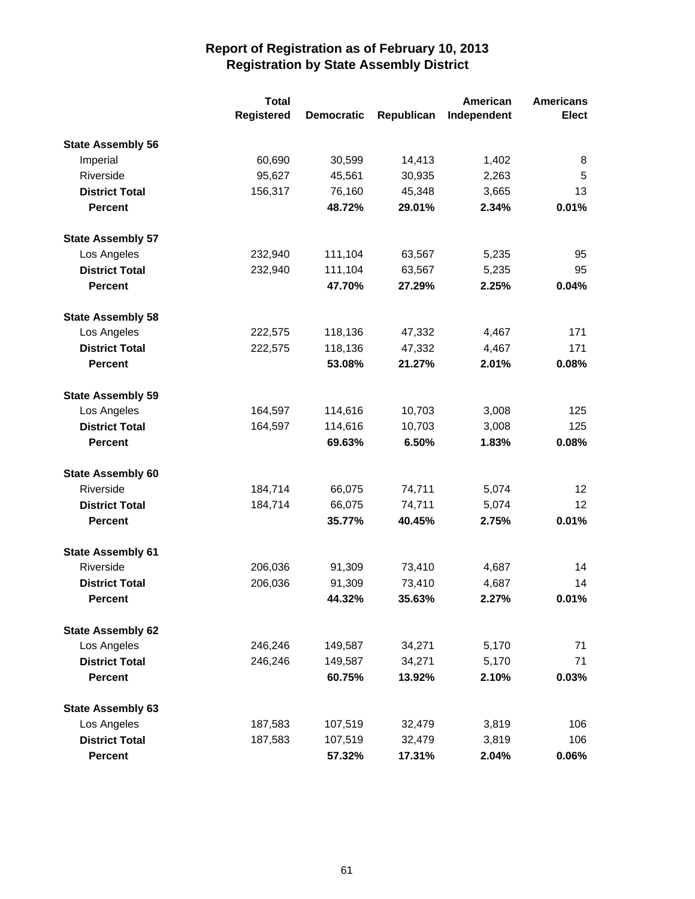# Report of Registration as of February 10, 2013
## Registration by State Assembly District

| | Total Registered | Democratic | Republican | American Independent | Americans Elect |
|---|---|---|---|---|---|
| **State Assembly 56** | | | | | |
| Imperial | 60,690 | 30,599 | 14,413 | 1,402 | 8 |
| Riverside | 95,627 | 45,561 | 30,935 | 2,263 | 5 |
| **District Total** | 156,317 | 76,160 | 45,348 | 3,665 | 13 |
| **Percent** | | **48.72%** | **29.01%** | **2.34%** | **0.01%** |
| **State Assembly 57** | | | | | |
| Los Angeles | 232,940 | 111,104 | 63,567 | 5,235 | 95 |
| **District Total** | 232,940 | 111,104 | 63,567 | 5,235 | 95 |
| **Percent** | | **47.70%** | **27.29%** | **2.25%** | **0.04%** |
| **State Assembly 58** | | | | | |
| Los Angeles | 222,575 | 118,136 | 47,332 | 4,467 | 171 |
| **District Total** | 222,575 | 118,136 | 47,332 | 4,467 | 171 |
| **Percent** | | **53.08%** | **21.27%** | **2.01%** | **0.08%** |
| **State Assembly 59** | | | | | |
| Los Angeles | 164,597 | 114,616 | 10,703 | 3,008 | 125 |
| **District Total** | 164,597 | 114,616 | 10,703 | 3,008 | 125 |
| **Percent** | | **69.63%** | **6.50%** | **1.83%** | **0.08%** |
| **State Assembly 60** | | | | | |
| Riverside | 184,714 | 66,075 | 74,711 | 5,074 | 12 |
| **District Total** | 184,714 | 66,075 | 74,711 | 5,074 | 12 |
| **Percent** | | **35.77%** | **40.45%** | **2.75%** | **0.01%** |
| **State Assembly 61** | | | | | |
| Riverside | 206,036 | 91,309 | 73,410 | 4,687 | 14 |
| **District Total** | 206,036 | 91,309 | 73,410 | 4,687 | 14 |
| **Percent** | | **44.32%** | **35.63%** | **2.27%** | **0.01%** |
| **State Assembly 62** | | | | | |
| Los Angeles | 246,246 | 149,587 | 34,271 | 5,170 | 71 |
| **District Total** | 246,246 | 149,587 | 34,271 | 5,170 | 71 |
| **Percent** | | **60.75%** | **13.92%** | **2.10%** | **0.03%** |
| **State Assembly 63** | | | | | |
| Los Angeles | 187,583 | 107,519 | 32,479 | 3,819 | 106 |
| **District Total** | 187,583 | 107,519 | 32,479 | 3,819 | 106 |
| **Percent** | | **57.32%** | **17.31%** | **2.04%** | **0.06%** |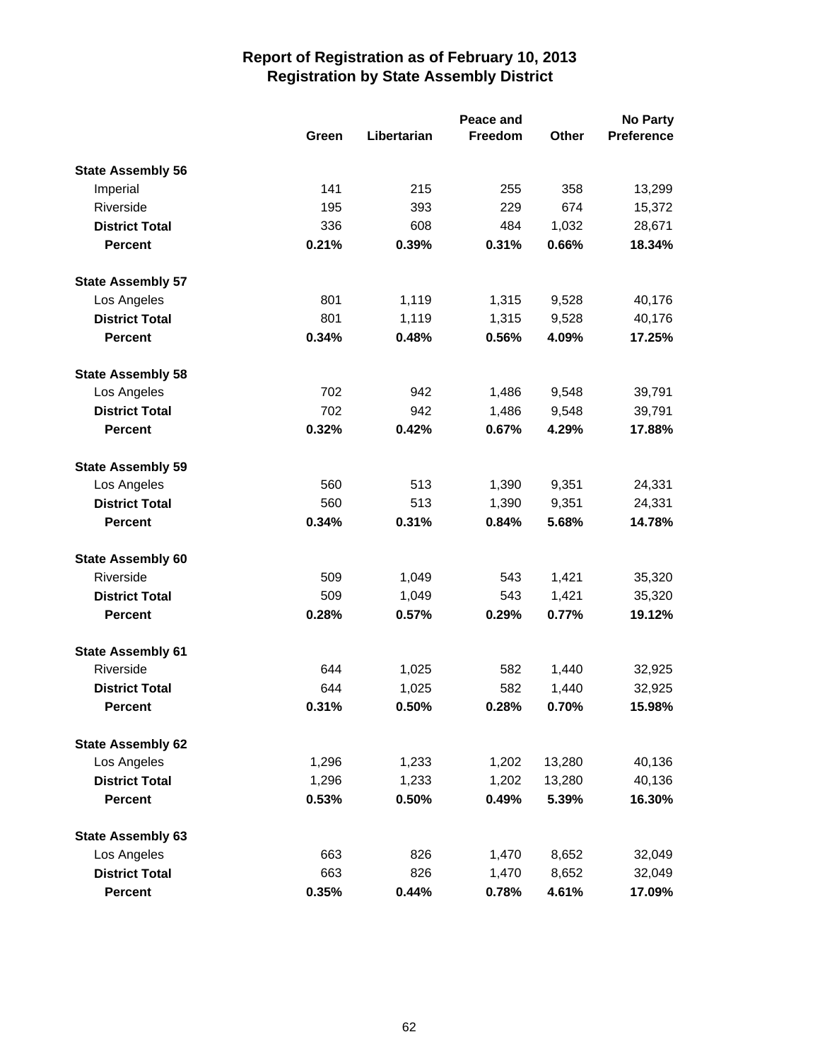# Report of Registration as of February 10, 2013
## Registration by State Assembly District

| | Green | Libertarian | Peace and Freedom | Other | No Party Preference |
|---|---|---|---|---|---|
| **State Assembly 56** | | | | | |
| Imperial | 141 | 215 | 255 | 358 | 13,299 |
| Riverside | 195 | 393 | 229 | 674 | 15,372 |
| **District Total** | 336 | 608 | 484 | 1,032 | 28,671 |
| **Percent** | **0.21%** | **0.39%** | **0.31%** | **0.66%** | **18.34%** |
| **State Assembly 57** | | | | | |
| Los Angeles | 801 | 1,119 | 1,315 | 9,528 | 40,176 |
| **District Total** | 801 | 1,119 | 1,315 | 9,528 | 40,176 |
| **Percent** | **0.34%** | **0.48%** | **0.56%** | **4.09%** | **17.25%** |
| **State Assembly 58** | | | | | |
| Los Angeles | 702 | 942 | 1,486 | 9,548 | 39,791 |
| **District Total** | 702 | 942 | 1,486 | 9,548 | 39,791 |
| **Percent** | **0.32%** | **0.42%** | **0.67%** | **4.29%** | **17.88%** |
| **State Assembly 59** | | | | | |
| Los Angeles | 560 | 513 | 1,390 | 9,351 | 24,331 |
| **District Total** | 560 | 513 | 1,390 | 9,351 | 24,331 |
| **Percent** | **0.34%** | **0.31%** | **0.84%** | **5.68%** | **14.78%** |
| **State Assembly 60** | | | | | |
| Riverside | 509 | 1,049 | 543 | 1,421 | 35,320 |
| **District Total** | 509 | 1,049 | 543 | 1,421 | 35,320 |
| **Percent** | **0.28%** | **0.57%** | **0.29%** | **0.77%** | **19.12%** |
| **State Assembly 61** | | | | | |
| Riverside | 644 | 1,025 | 582 | 1,440 | 32,925 |
| **District Total** | 644 | 1,025 | 582 | 1,440 | 32,925 |
| **Percent** | **0.31%** | **0.50%** | **0.28%** | **0.70%** | **15.98%** |
| **State Assembly 62** | | | | | |
| Los Angeles | 1,296 | 1,233 | 1,202 | 13,280 | 40,136 |
| **District Total** | 1,296 | 1,233 | 1,202 | 13,280 | 40,136 |
| **Percent** | **0.53%** | **0.50%** | **0.49%** | **5.39%** | **16.30%** |
| **State Assembly 63** | | | | | |
| Los Angeles | 663 | 826 | 1,470 | 8,652 | 32,049 |
| **District Total** | 663 | 826 | 1,470 | 8,652 | 32,049 |
| **Percent** | **0.35%** | **0.44%** | **0.78%** | **4.61%** | **17.09%** |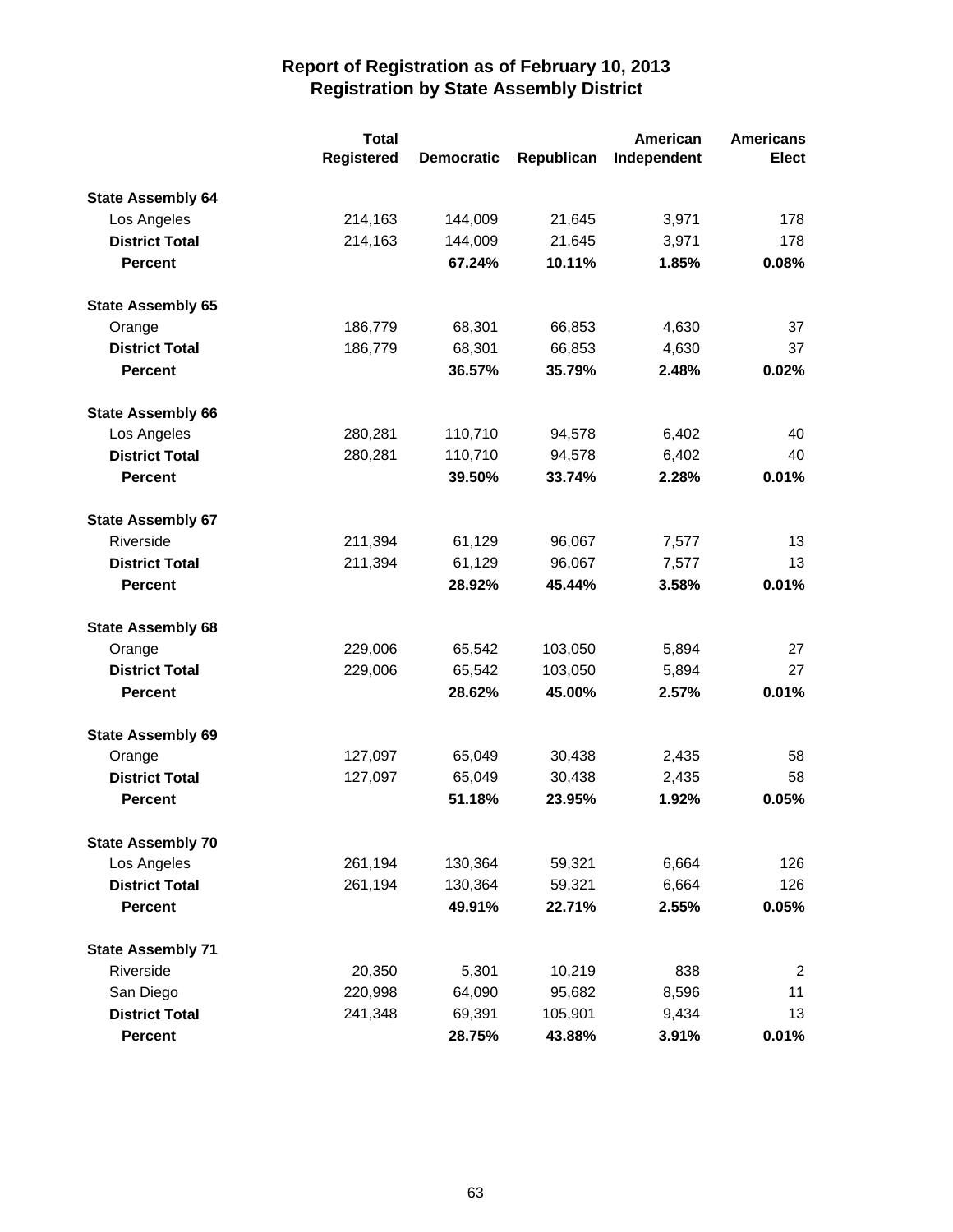# Report of Registration as of February 10, 2013
## Registration by State Assembly District

| | Total Registered | Democratic | Republican | American Independent | Americans Elect |
|---|---|---|---|---|---|
| **State Assembly 64** | | | | | |
| Los Angeles | 214,163 | 144,009 | 21,645 | 3,971 | 178 |
| **District Total** | 214,163 | 144,009 | 21,645 | 3,971 | 178 |
| **Percent** | | **67.24%** | **10.11%** | **1.85%** | **0.08%** |
| **State Assembly 65** | | | | | |
| Orange | 186,779 | 68,301 | 66,853 | 4,630 | 37 |
| **District Total** | 186,779 | 68,301 | 66,853 | 4,630 | 37 |
| **Percent** | | **36.57%** | **35.79%** | **2.48%** | **0.02%** |
| **State Assembly 66** | | | | | |
| Los Angeles | 280,281 | 110,710 | 94,578 | 6,402 | 40 |
| **District Total** | 280,281 | 110,710 | 94,578 | 6,402 | 40 |
| **Percent** | | **39.50%** | **33.74%** | **2.28%** | **0.01%** |
| **State Assembly 67** | | | | | |
| Riverside | 211,394 | 61,129 | 96,067 | 7,577 | 13 |
| **District Total** | 211,394 | 61,129 | 96,067 | 7,577 | 13 |
| **Percent** | | **28.92%** | **45.44%** | **3.58%** | **0.01%** |
| **State Assembly 68** | | | | | |
| Orange | 229,006 | 65,542 | 103,050 | 5,894 | 27 |
| **District Total** | 229,006 | 65,542 | 103,050 | 5,894 | 27 |
| **Percent** | | **28.62%** | **45.00%** | **2.57%** | **0.01%** |
| **State Assembly 69** | | | | | |
| Orange | 127,097 | 65,049 | 30,438 | 2,435 | 58 |
| **District Total** | 127,097 | 65,049 | 30,438 | 2,435 | 58 |
| **Percent** | | **51.18%** | **23.95%** | **1.92%** | **0.05%** |
| **State Assembly 70** | | | | | |
| Los Angeles | 261,194 | 130,364 | 59,321 | 6,664 | 126 |
| **District Total** | 261,194 | 130,364 | 59,321 | 6,664 | 126 |
| **Percent** | | **49.91%** | **22.71%** | **2.55%** | **0.05%** |
| **State Assembly 71** | | | | | |
| Riverside | 20,350 | 5,301 | 10,219 | 838 | 2 |
| San Diego | 220,998 | 64,090 | 95,682 | 8,596 | 11 |
| **District Total** | 241,348 | 69,391 | 105,901 | 9,434 | 13 |
| **Percent** | | **28.75%** | **43.88%** | **3.91%** | **0.01%** |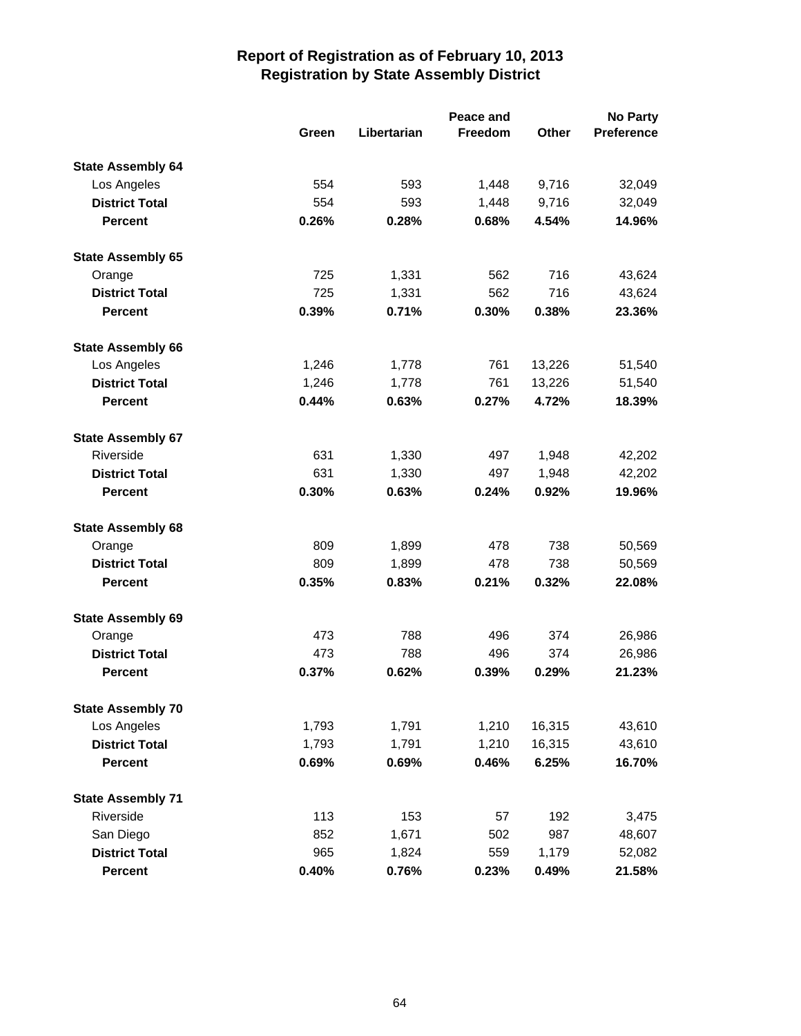# Report of Registration as of February 10, 2013
## Registration by State Assembly District

| | Green | Libertarian | Peace and Freedom | Other | No Party Preference |
|---|---|---|---|---|---|
| **State Assembly 64** | | | | | |
| Los Angeles | 554 | 593 | 1,448 | 9,716 | 32,049 |
| **District Total** | 554 | 593 | 1,448 | 9,716 | 32,049 |
| **Percent** | **0.26%** | **0.28%** | **0.68%** | **4.54%** | **14.96%** |
| **State Assembly 65** | | | | | |
| Orange | 725 | 1,331 | 562 | 716 | 43,624 |
| **District Total** | 725 | 1,331 | 562 | 716 | 43,624 |
| **Percent** | **0.39%** | **0.71%** | **0.30%** | **0.38%** | **23.36%** |
| **State Assembly 66** | | | | | |
| Los Angeles | 1,246 | 1,778 | 761 | 13,226 | 51,540 |
| **District Total** | 1,246 | 1,778 | 761 | 13,226 | 51,540 |
| **Percent** | **0.44%** | **0.63%** | **0.27%** | **4.72%** | **18.39%** |
| **State Assembly 67** | | | | | |
| Riverside | 631 | 1,330 | 497 | 1,948 | 42,202 |
| **District Total** | 631 | 1,330 | 497 | 1,948 | 42,202 |
| **Percent** | **0.30%** | **0.63%** | **0.24%** | **0.92%** | **19.96%** |
| **State Assembly 68** | | | | | |
| Orange | 809 | 1,899 | 478 | 738 | 50,569 |
| **District Total** | 809 | 1,899 | 478 | 738 | 50,569 |
| **Percent** | **0.35%** | **0.83%** | **0.21%** | **0.32%** | **22.08%** |
| **State Assembly 69** | | | | | |
| Orange | 473 | 788 | 496 | 374 | 26,986 |
| **District Total** | 473 | 788 | 496 | 374 | 26,986 |
| **Percent** | **0.37%** | **0.62%** | **0.39%** | **0.29%** | **21.23%** |
| **State Assembly 70** | | | | | |
| Los Angeles | 1,793 | 1,791 | 1,210 | 16,315 | 43,610 |
| **District Total** | 1,793 | 1,791 | 1,210 | 16,315 | 43,610 |
| **Percent** | **0.69%** | **0.69%** | **0.46%** | **6.25%** | **16.70%** |
| **State Assembly 71** | | | | | |
| Riverside | 113 | 153 | 57 | 192 | 3,475 |
| San Diego | 852 | 1,671 | 502 | 987 | 48,607 |
| **District Total** | 965 | 1,824 | 559 | 1,179 | 52,082 |
| **Percent** | **0.40%** | **0.76%** | **0.23%** | **0.49%** | **21.58%** |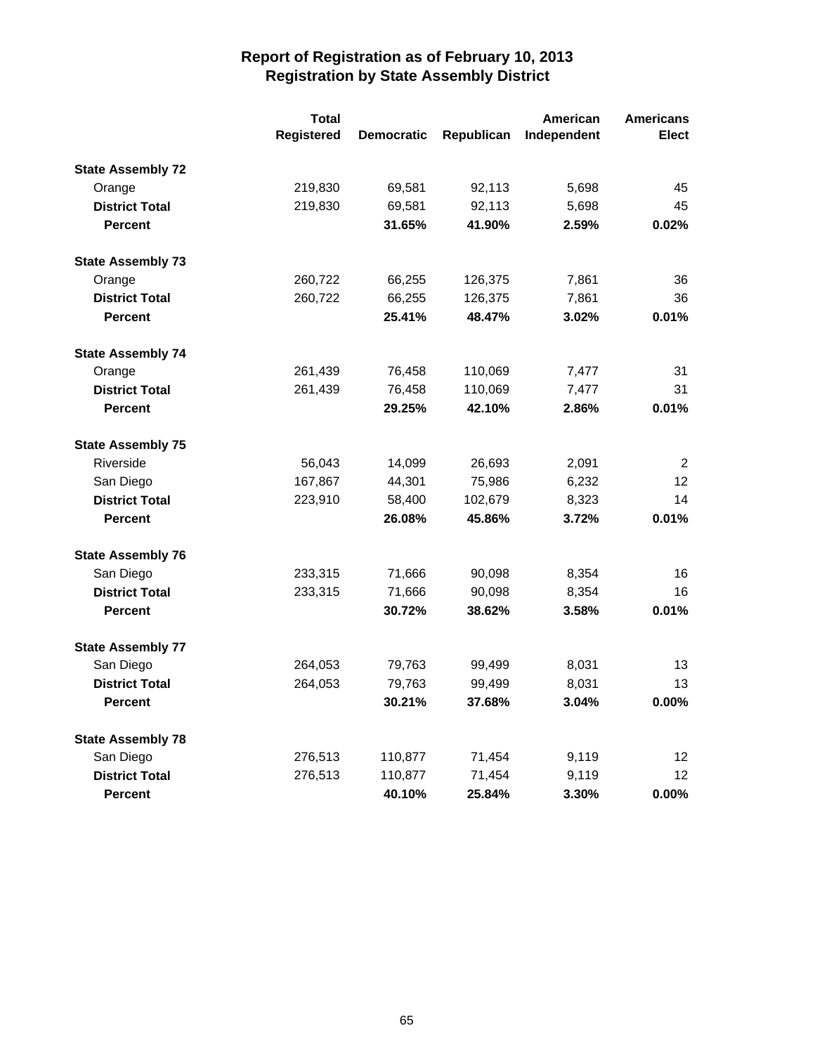# Report of Registration as of February 10, 2013
## Registration by State Assembly District

| | Total Registered | Democratic | Republican | American Independent | Americans Elect |
|---|---|---|---|---|---|
| **State Assembly 72** | | | | | |
| Orange | 219,830 | 69,581 | 92,113 | 5,698 | 45 |
| **District Total** | 219,830 | 69,581 | 92,113 | 5,698 | 45 |
| **Percent** | | **31.65%** | **41.90%** | **2.59%** | **0.02%** |
| **State Assembly 73** | | | | | |
| Orange | 260,722 | 66,255 | 126,375 | 7,861 | 36 |
| **District Total** | 260,722 | 66,255 | 126,375 | 7,861 | 36 |
| **Percent** | | **25.41%** | **48.47%** | **3.02%** | **0.01%** |
| **State Assembly 74** | | | | | |
| Orange | 261,439 | 76,458 | 110,069 | 7,477 | 31 |
| **District Total** | 261,439 | 76,458 | 110,069 | 7,477 | 31 |
| **Percent** | | **29.25%** | **42.10%** | **2.86%** | **0.01%** |
| **State Assembly 75** | | | | | |
| Riverside | 56,043 | 14,099 | 26,693 | 2,091 | 2 |
| San Diego | 167,867 | 44,301 | 75,986 | 6,232 | 12 |
| **District Total** | 223,910 | 58,400 | 102,679 | 8,323 | 14 |
| **Percent** | | **26.08%** | **45.86%** | **3.72%** | **0.01%** |
| **State Assembly 76** | | | | | |
| San Diego | 233,315 | 71,666 | 90,098 | 8,354 | 16 |
| **District Total** | 233,315 | 71,666 | 90,098 | 8,354 | 16 |
| **Percent** | | **30.72%** | **38.62%** | **3.58%** | **0.01%** |
| **State Assembly 77** | | | | | |
| San Diego | 264,053 | 79,763 | 99,499 | 8,031 | 13 |
| **District Total** | 264,053 | 79,763 | 99,499 | 8,031 | 13 |
| **Percent** | | **30.21%** | **37.68%** | **3.04%** | **0.00%** |
| **State Assembly 78** | | | | | |
| San Diego | 276,513 | 110,877 | 71,454 | 9,119 | 12 |
| **District Total** | 276,513 | 110,877 | 71,454 | 9,119 | 12 |
| **Percent** | | **40.10%** | **25.84%** | **3.30%** | **0.00%** |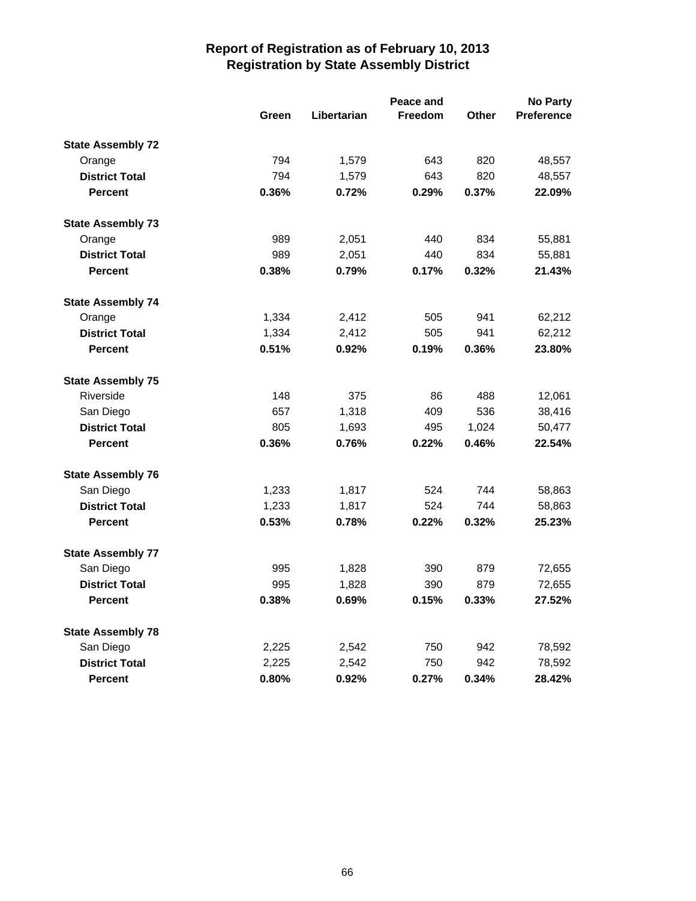# Report of Registration as of February 10, 2013
## Registration by State Assembly District

| | Green | Libertarian | Peace and Freedom | Other | No Party Preference |
|---|---|---|---|---|---|
| **State Assembly 72** | | | | | |
| Orange | 794 | 1,579 | 643 | 820 | 48,557 |
| **District Total** | 794 | 1,579 | 643 | 820 | 48,557 |
| **Percent** | **0.36%** | **0.72%** | **0.29%** | **0.37%** | **22.09%** |
| **State Assembly 73** | | | | | |
| Orange | 989 | 2,051 | 440 | 834 | 55,881 |
| **District Total** | 989 | 2,051 | 440 | 834 | 55,881 |
| **Percent** | **0.38%** | **0.79%** | **0.17%** | **0.32%** | **21.43%** |
| **State Assembly 74** | | | | | |
| Orange | 1,334 | 2,412 | 505 | 941 | 62,212 |
| **District Total** | 1,334 | 2,412 | 505 | 941 | 62,212 |
| **Percent** | **0.51%** | **0.92%** | **0.19%** | **0.36%** | **23.80%** |
| **State Assembly 75** | | | | | |
| Riverside | 148 | 375 | 86 | 488 | 12,061 |
| San Diego | 657 | 1,318 | 409 | 536 | 38,416 |
| **District Total** | 805 | 1,693 | 495 | 1,024 | 50,477 |
| **Percent** | **0.36%** | **0.76%** | **0.22%** | **0.46%** | **22.54%** |
| **State Assembly 76** | | | | | |
| San Diego | 1,233 | 1,817 | 524 | 744 | 58,863 |
| **District Total** | 1,233 | 1,817 | 524 | 744 | 58,863 |
| **Percent** | **0.53%** | **0.78%** | **0.22%** | **0.32%** | **25.23%** |
| **State Assembly 77** | | | | | |
| San Diego | 995 | 1,828 | 390 | 879 | 72,655 |
| **District Total** | 995 | 1,828 | 390 | 879 | 72,655 |
| **Percent** | **0.38%** | **0.69%** | **0.15%** | **0.33%** | **27.52%** |
| **State Assembly 78** | | | | | |
| San Diego | 2,225 | 2,542 | 750 | 942 | 78,592 |
| **District Total** | 2,225 | 2,542 | 750 | 942 | 78,592 |
| **Percent** | **0.80%** | **0.92%** | **0.27%** | **0.34%** | **28.42%** |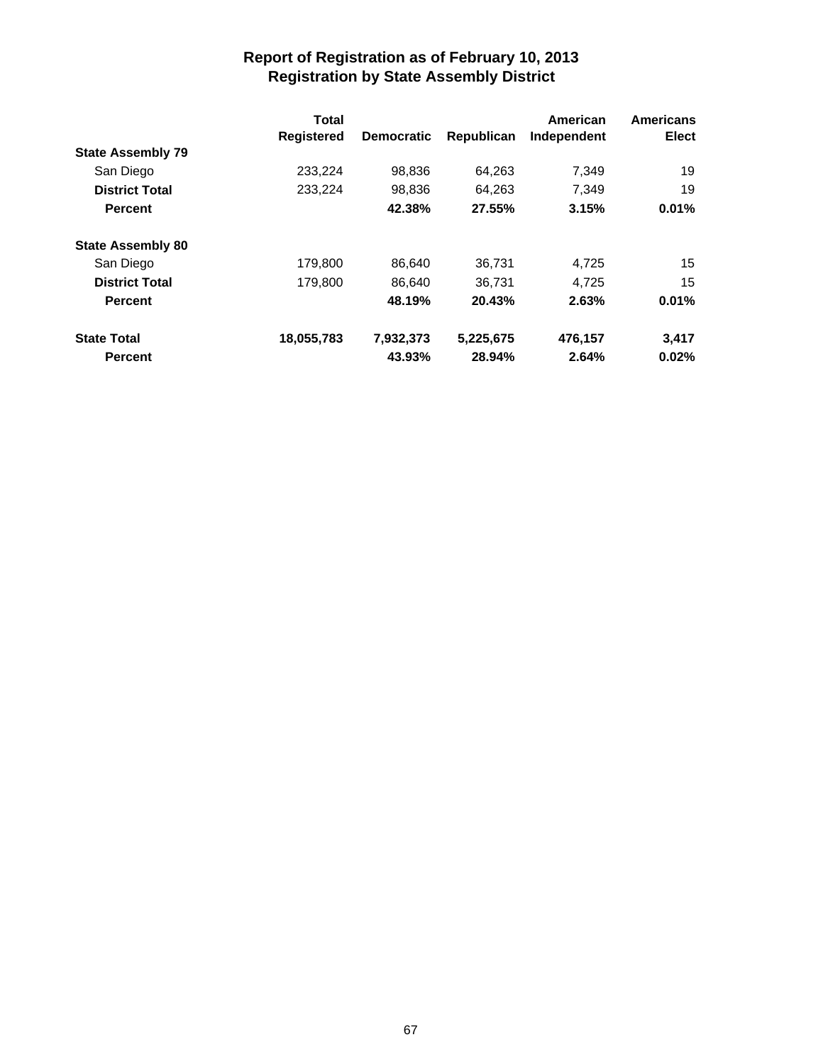# Report of Registration as of February 10, 2013
## Registration by State Assembly District

| | Total Registered | Democratic | Republican | American Independent | Americans Elect |
|---|---|---|---|---|---|
| **State Assembly 79** | | | | | |
| San Diego | 233,224 | 98,836 | 64,263 | 7,349 | 19 |
| **District Total** | 233,224 | 98,836 | 64,263 | 7,349 | 19 |
| **Percent** | | **42.38%** | **27.55%** | **3.15%** | **0.01%** |
| **State Assembly 80** | | | | | |
| San Diego | 179,800 | 86,640 | 36,731 | 4,725 | 15 |
| **District Total** | 179,800 | 86,640 | 36,731 | 4,725 | 15 |
| **Percent** | | **48.19%** | **20.43%** | **2.63%** | **0.01%** |
| **State Total** | **18,055,783** | **7,932,373** | **5,225,675** | **476,157** | **3,417** |
| **Percent** | | **43.93%** | **28.94%** | **2.64%** | **0.02%** |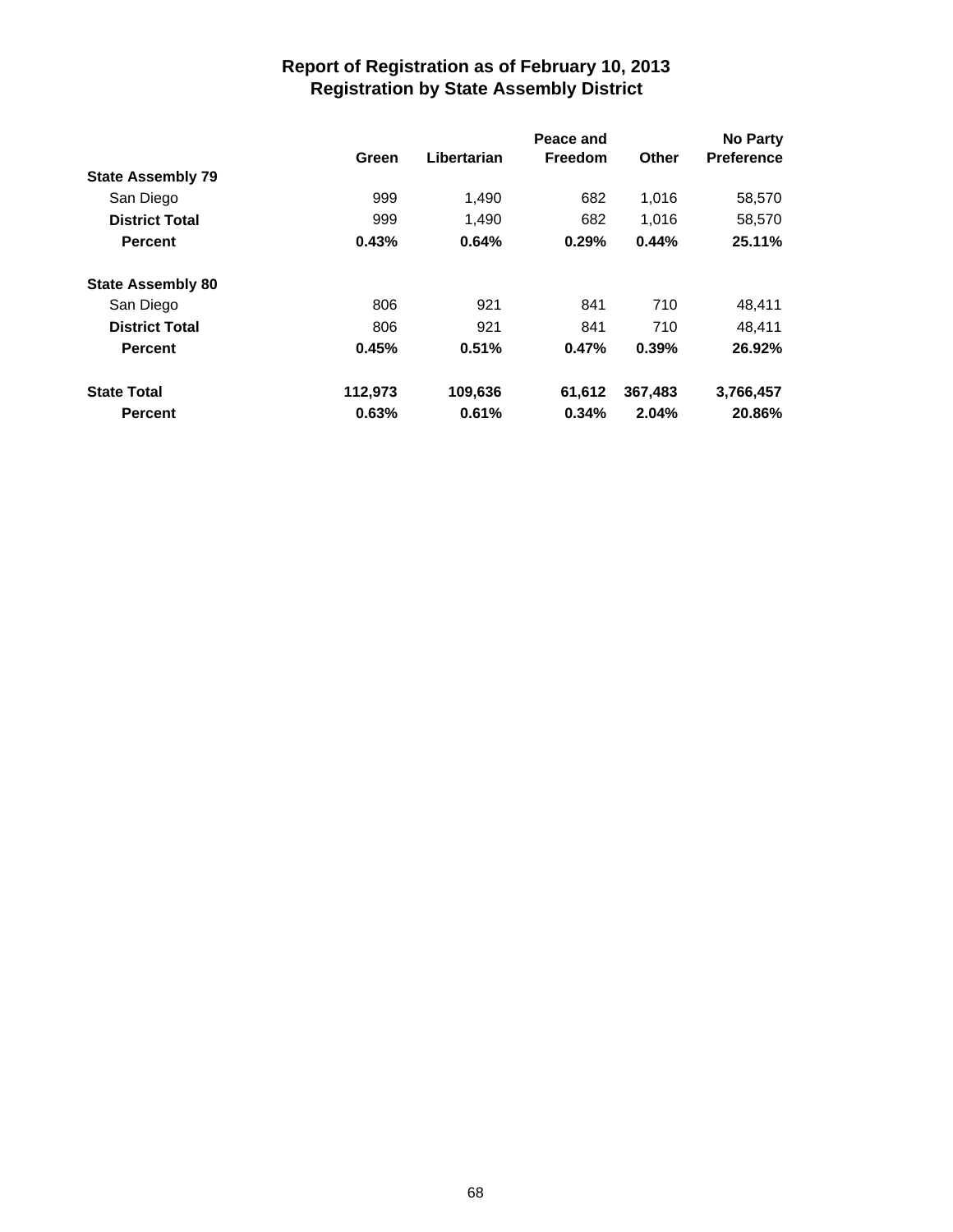# Report of Registration as of February 10, 2013
## Registration by State Assembly District

| | Green | Libertarian | Peace and Freedom | Other | No Party Preference |
|---|---|---|---|---|---|
| **State Assembly 79** | | | | | |
| San Diego | 999 | 1,490 | 682 | 1,016 | 58,570 |
| **District Total** | 999 | 1,490 | 682 | 1,016 | 58,570 |
| **Percent** | **0.43%** | **0.64%** | **0.29%** | **0.44%** | **25.11%** |
| **State Assembly 80** | | | | | |
| San Diego | 806 | 921 | 841 | 710 | 48,411 |
| **District Total** | 806 | 921 | 841 | 710 | 48,411 |
| **Percent** | **0.45%** | **0.51%** | **0.47%** | **0.39%** | **26.92%** |
| **State Total** | **112,973** | **109,636** | **61,612** | **367,483** | **3,766,457** |
| **Percent** | **0.63%** | **0.61%** | **0.34%** | **2.04%** | **20.86%** |